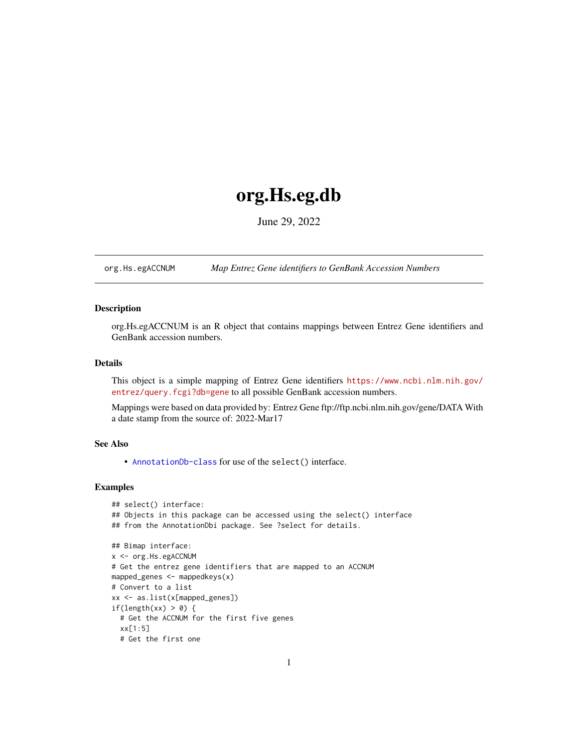# org.Hs.eg.db

June 29, 2022

---

`org.Hs.egACCNUM` *Map Entrez Gene identifiers to GenBank Accession Numbers*

---

### Description

org.Hs.egACCNUM is an R object that contains mappings between Entrez Gene identifiers and GenBank accession numbers.

### Details

This object is a simple mapping of Entrez Gene identifiers https://www.ncbi.nlm.nih.gov/entrez/query.fcgi?db=gene to all possible GenBank accession numbers.

Mappings were based on data provided by: Entrez Gene ftp://ftp.ncbi.nlm.nih.gov/gene/DATA With a date stamp from the source of: 2022-Mar17

### See Also

- `AnnotationDb-class` for use of the `select()` interface.

### Examples

```
## select() interface:
## Objects in this package can be accessed using the select() interface
## from the AnnotationDbi package. See ?select for details.

## Bimap interface:
x <- org.Hs.egACCNUM
# Get the entrez gene identifiers that are mapped to an ACCNUM
mapped_genes <- mappedkeys(x)
# Convert to a list
xx <- as.list(x[mapped_genes])
if(length(xx) > 0) {
  # Get the ACCNUM for the first five genes
  xx[1:5]
  # Get the first one
```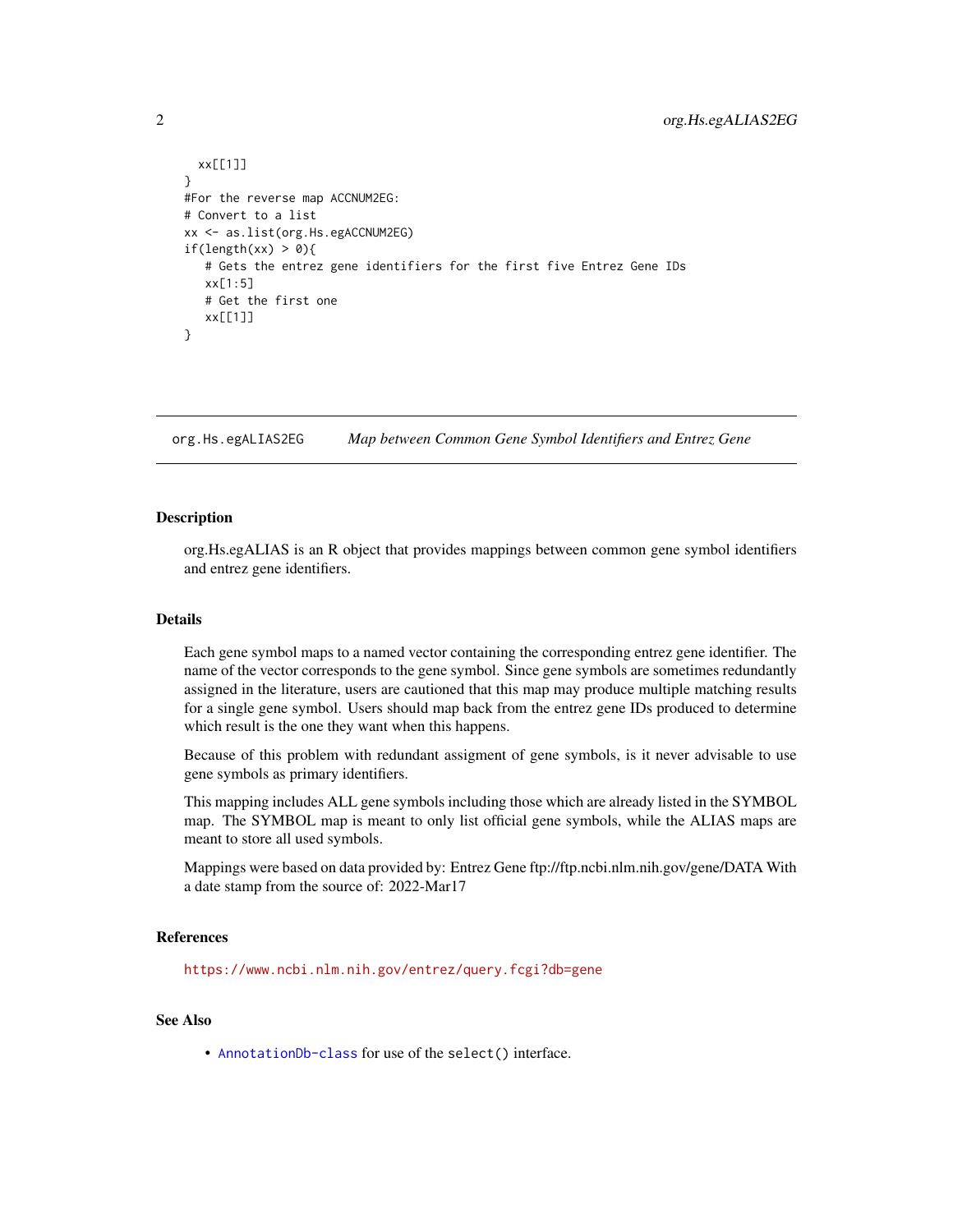```
  xx[[1]]
}
#For the reverse map ACCNUM2EG:
# Convert to a list
xx <- as.list(org.Hs.egACCNUM2EG)
if(length(xx) > 0){
   # Gets the entrez gene identifiers for the first five Entrez Gene IDs
   xx[1:5]
   # Get the first one
   xx[[1]]
}
```

---

## org.Hs.egALIAS2EG *Map between Common Gene Symbol Identifiers and Entrez Gene*

---

### Description

org.Hs.egALIAS is an R object that provides mappings between common gene symbol identifiers and entrez gene identifiers.

### Details

Each gene symbol maps to a named vector containing the corresponding entrez gene identifier. The name of the vector corresponds to the gene symbol. Since gene symbols are sometimes redundantly assigned in the literature, users are cautioned that this map may produce multiple matching results for a single gene symbol. Users should map back from the entrez gene IDs produced to determine which result is the one they want when this happens.

Because of this problem with redundant assigment of gene symbols, is it never advisable to use gene symbols as primary identifiers.

This mapping includes ALL gene symbols including those which are already listed in the SYMBOL map. The SYMBOL map is meant to only list official gene symbols, while the ALIAS maps are meant to store all used symbols.

Mappings were based on data provided by: Entrez Gene ftp://ftp.ncbi.nlm.nih.gov/gene/DATA With a date stamp from the source of: 2022-Mar17

### References

https://www.ncbi.nlm.nih.gov/entrez/query.fcgi?db=gene

### See Also

- AnnotationDb-class for use of the `select()` interface.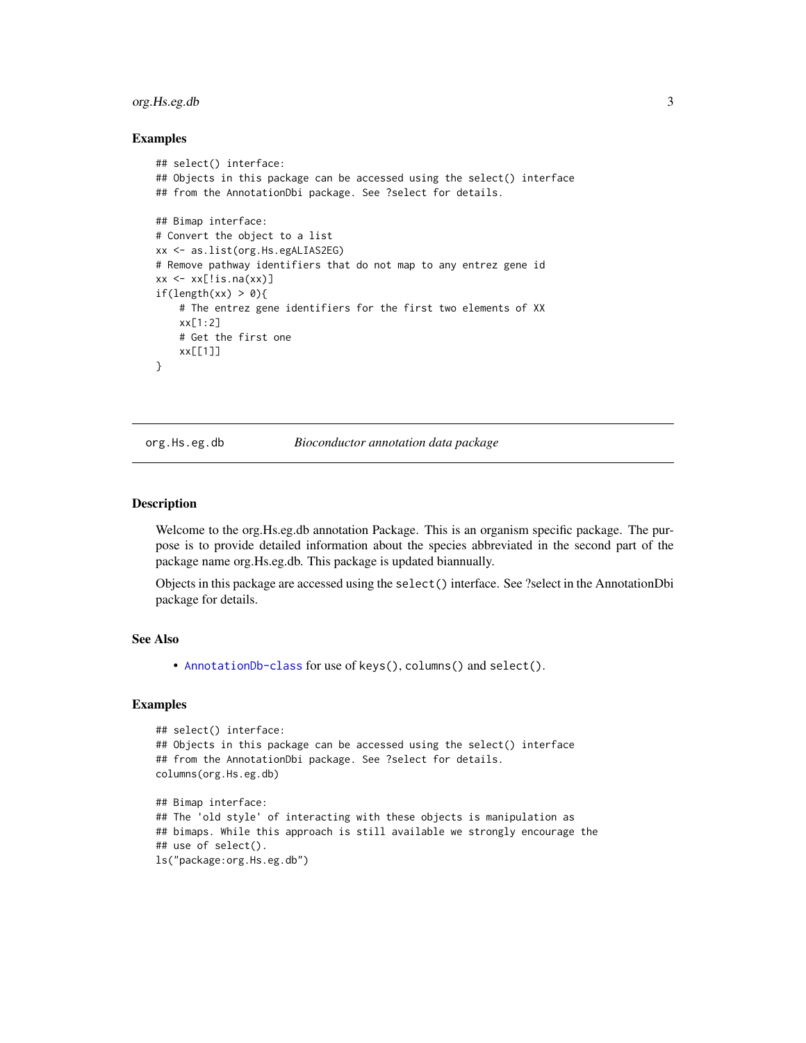### Examples

```
## select() interface:
## Objects in this package can be accessed using the select() interface
## from the AnnotationDbi package. See ?select for details.

## Bimap interface:
# Convert the object to a list
xx <- as.list(org.Hs.egALIAS2EG)
# Remove pathway identifiers that do not map to any entrez gene id
xx <- xx[!is.na(xx)]
if(length(xx) > 0){
    # The entrez gene identifiers for the first two elements of XX
    xx[1:2]
    # Get the first one
    xx[[1]]
}
```

---

## org.Hs.eg.db *Bioconductor annotation data package*

---

### Description

Welcome to the org.Hs.eg.db annotation Package. This is an organism specific package. The purpose is to provide detailed information about the species abbreviated in the second part of the package name org.Hs.eg.db. This package is updated biannually.

Objects in this package are accessed using the `select()` interface. See ?select in the AnnotationDbi package for details.

### See Also

- `AnnotationDb-class` for use of `keys()`, `columns()` and `select()`.

### Examples

```
## select() interface:
## Objects in this package can be accessed using the select() interface
## from the AnnotationDbi package. See ?select for details.
columns(org.Hs.eg.db)

## Bimap interface:
## The 'old style' of interacting with these objects is manipulation as
## bimaps. While this approach is still available we strongly encourage the
## use of select().
ls("package:org.Hs.eg.db")
```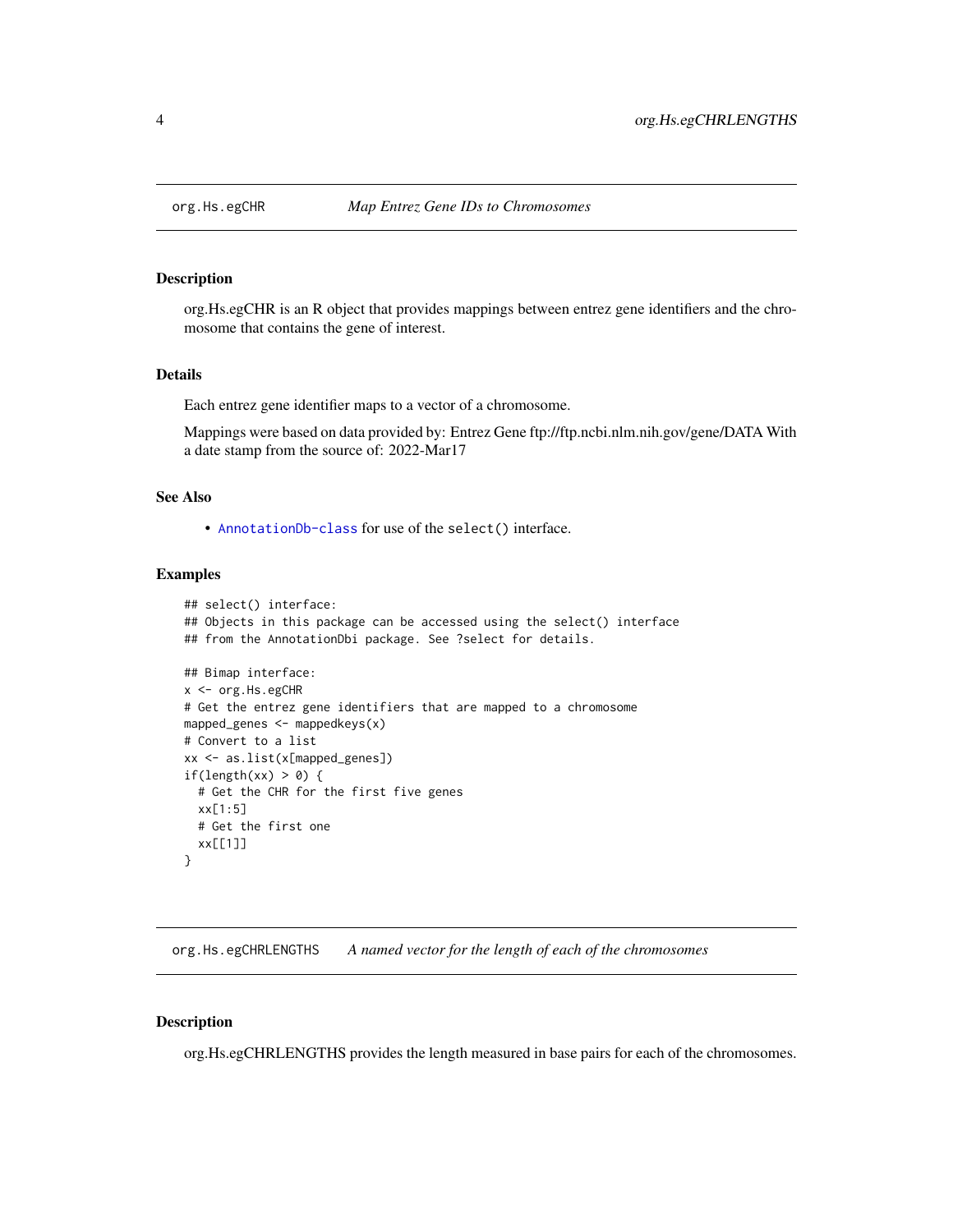## org.Hs.egCHR — *Map Entrez Gene IDs to Chromosomes*

### Description

org.Hs.egCHR is an R object that provides mappings between entrez gene identifiers and the chromosome that contains the gene of interest.

### Details

Each entrez gene identifier maps to a vector of a chromosome.

Mappings were based on data provided by: Entrez Gene ftp://ftp.ncbi.nlm.nih.gov/gene/DATA With a date stamp from the source of: 2022-Mar17

### See Also

- AnnotationDb-class for use of the select() interface.

### Examples

```
## select() interface:
## Objects in this package can be accessed using the select() interface
## from the AnnotationDbi package. See ?select for details.

## Bimap interface:
x <- org.Hs.egCHR
# Get the entrez gene identifiers that are mapped to a chromosome
mapped_genes <- mappedkeys(x)
# Convert to a list
xx <- as.list(x[mapped_genes])
if(length(xx) > 0) {
  # Get the CHR for the first five genes
  xx[1:5]
  # Get the first one
  xx[[1]]
}
```

## org.Hs.egCHRLENGTHS — *A named vector for the length of each of the chromosomes*

### Description

org.Hs.egCHRLENGTHS provides the length measured in base pairs for each of the chromosomes.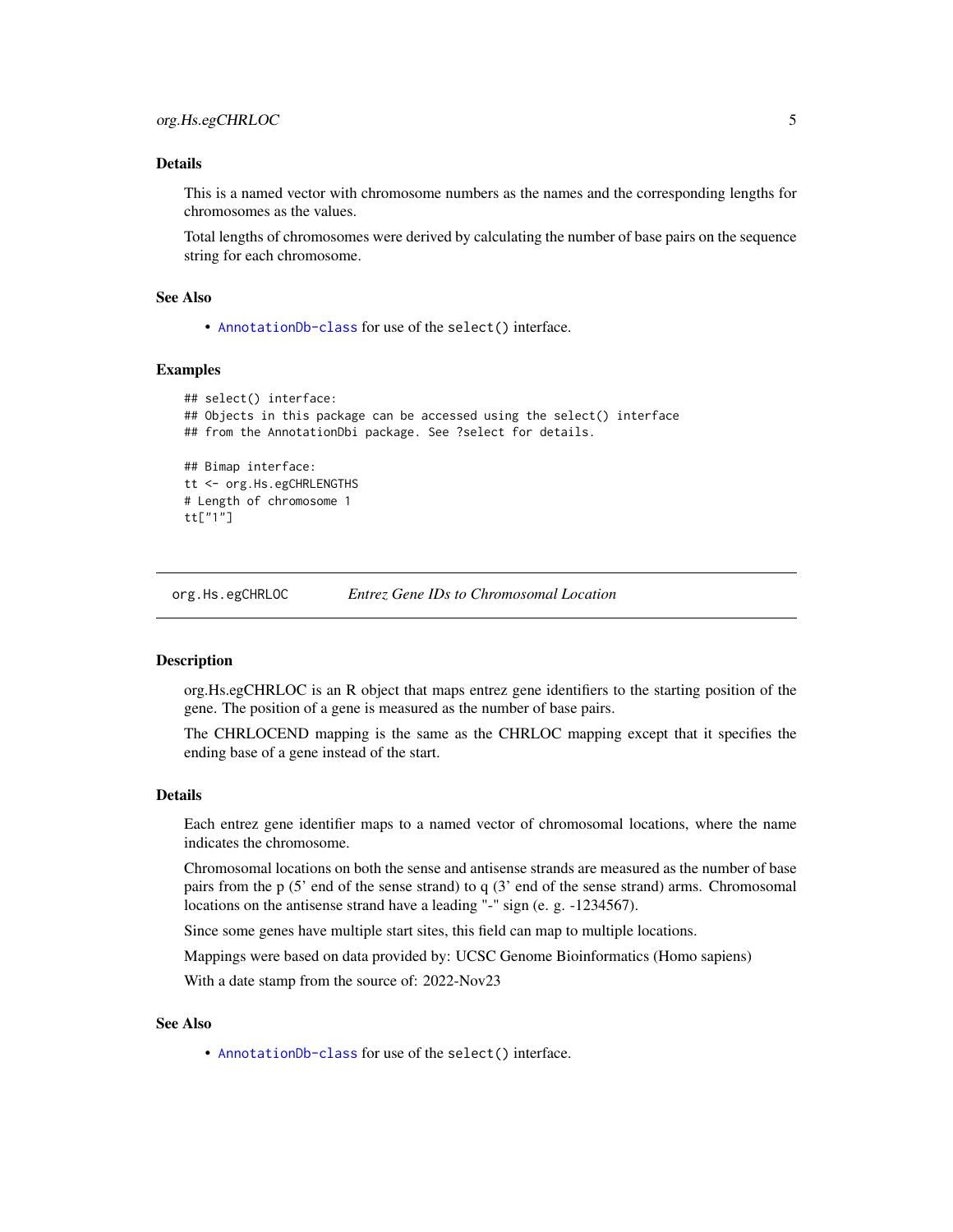### Details

This is a named vector with chromosome numbers as the names and the corresponding lengths for chromosomes as the values.

Total lengths of chromosomes were derived by calculating the number of base pairs on the sequence string for each chromosome.

### See Also

- `AnnotationDb-class` for use of the `select()` interface.

### Examples

```
## select() interface:
## Objects in this package can be accessed using the select() interface
## from the AnnotationDbi package. See ?select for details.

## Bimap interface:
tt <- org.Hs.egCHRLENGTHS
# Length of chromosome 1
tt["1"]
```

---

## org.Hs.egCHRLOC    *Entrez Gene IDs to Chromosomal Location*

---

### Description

org.Hs.egCHRLOC is an R object that maps entrez gene identifiers to the starting position of the gene. The position of a gene is measured as the number of base pairs.

The CHRLOCEND mapping is the same as the CHRLOC mapping except that it specifies the ending base of a gene instead of the start.

### Details

Each entrez gene identifier maps to a named vector of chromosomal locations, where the name indicates the chromosome.

Chromosomal locations on both the sense and antisense strands are measured as the number of base pairs from the p (5' end of the sense strand) to q (3' end of the sense strand) arms. Chromosomal locations on the antisense strand have a leading "-" sign (e. g. -1234567).

Since some genes have multiple start sites, this field can map to multiple locations.

Mappings were based on data provided by: UCSC Genome Bioinformatics (Homo sapiens)

With a date stamp from the source of: 2022-Nov23

### See Also

- `AnnotationDb-class` for use of the `select()` interface.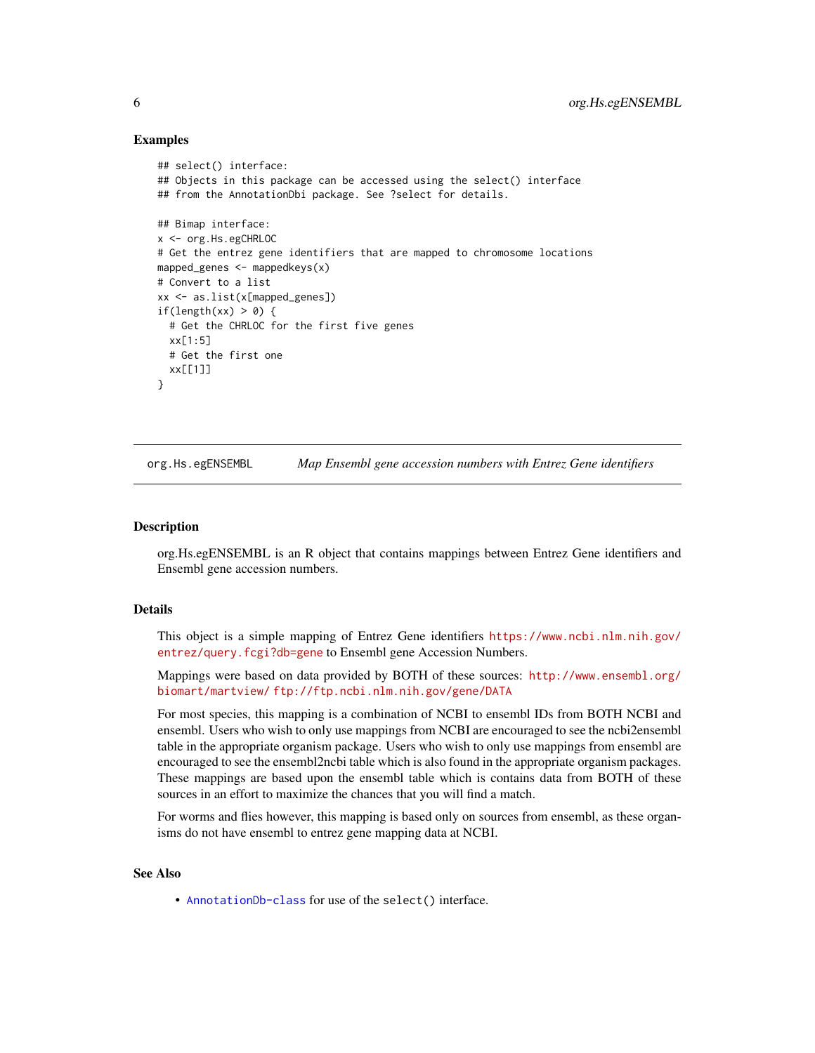### Examples

```
## select() interface:
## Objects in this package can be accessed using the select() interface
## from the AnnotationDbi package. See ?select for details.

## Bimap interface:
x <- org.Hs.egCHRLOC
# Get the entrez gene identifiers that are mapped to chromosome locations
mapped_genes <- mappedkeys(x)
# Convert to a list
xx <- as.list(x[mapped_genes])
if(length(xx) > 0) {
  # Get the CHRLOC for the first five genes
  xx[1:5]
  # Get the first one
  xx[[1]]
}
```

## org.Hs.egENSEMBL *Map Ensembl gene accession numbers with Entrez Gene identifiers*

### Description

org.Hs.egENSEMBL is an R object that contains mappings between Entrez Gene identifiers and Ensembl gene accession numbers.

### Details

This object is a simple mapping of Entrez Gene identifiers https://www.ncbi.nlm.nih.gov/entrez/query.fcgi?db=gene to Ensembl gene Accession Numbers.

Mappings were based on data provided by BOTH of these sources: http://www.ensembl.org/biomart/martview/ ftp://ftp.ncbi.nlm.nih.gov/gene/DATA

For most species, this mapping is a combination of NCBI to ensembl IDs from BOTH NCBI and ensembl. Users who wish to only use mappings from NCBI are encouraged to see the ncbi2ensembl table in the appropriate organism package. Users who wish to only use mappings from ensembl are encouraged to see the ensembl2ncbi table which is also found in the appropriate organism packages. These mappings are based upon the ensembl table which is contains data from BOTH of these sources in an effort to maximize the chances that you will find a match.

For worms and flies however, this mapping is based only on sources from ensembl, as these organisms do not have ensembl to entrez gene mapping data at NCBI.

### See Also

- `AnnotationDb-class` for use of the `select()` interface.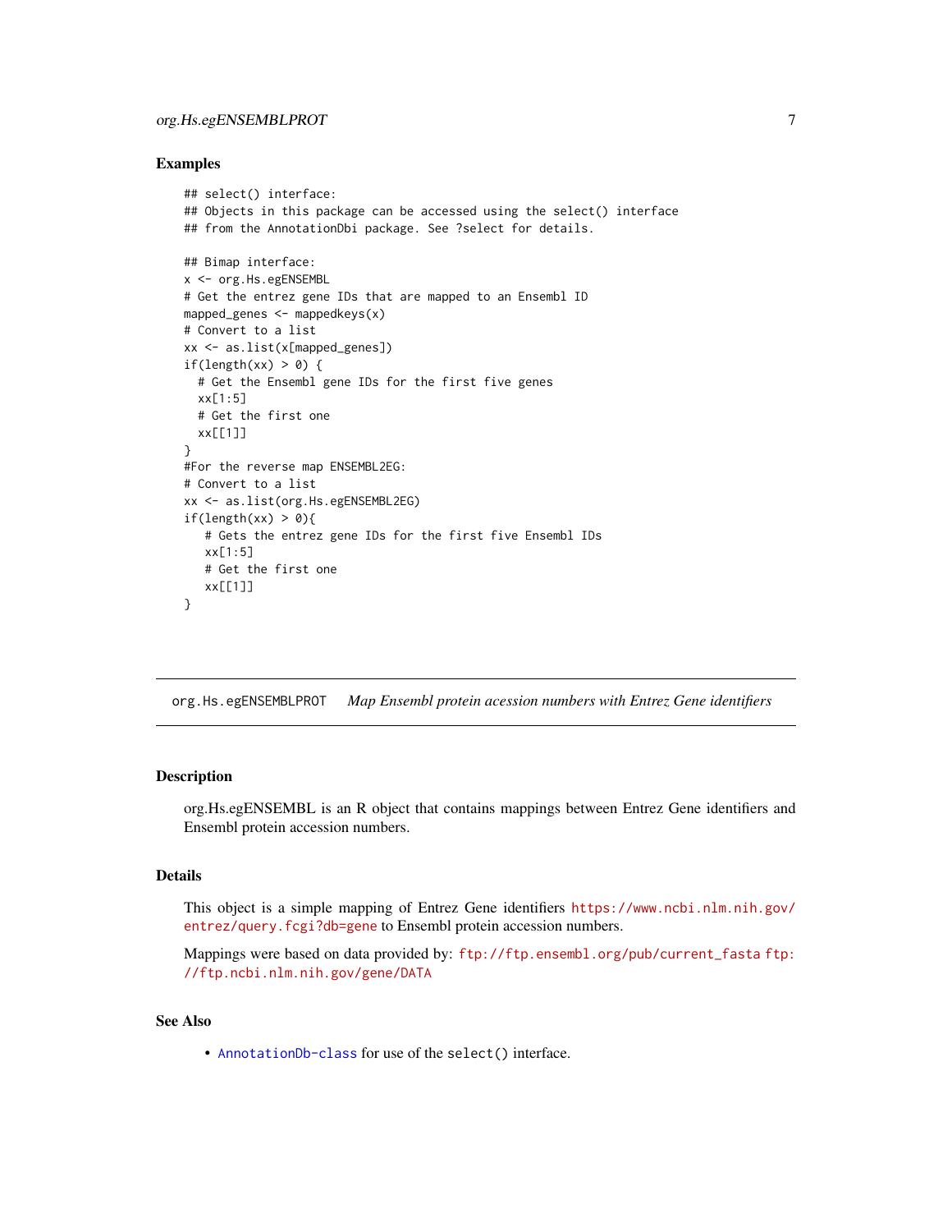## Examples

```
## select() interface:
## Objects in this package can be accessed using the select() interface
## from the AnnotationDbi package. See ?select for details.

## Bimap interface:
x <- org.Hs.egENSEMBL
# Get the entrez gene IDs that are mapped to an Ensembl ID
mapped_genes <- mappedkeys(x)
# Convert to a list
xx <- as.list(x[mapped_genes])
if(length(xx) > 0) {
  # Get the Ensembl gene IDs for the first five genes
  xx[1:5]
  # Get the first one
  xx[[1]]
}
#For the reverse map ENSEMBL2EG:
# Convert to a list
xx <- as.list(org.Hs.egENSEMBL2EG)
if(length(xx) > 0){
   # Gets the entrez gene IDs for the first five Ensembl IDs
   xx[1:5]
   # Get the first one
   xx[[1]]
}
```

---

# org.Hs.egENSEMBLPROT *Map Ensembl protein acession numbers with Entrez Gene identifiers*

---

## Description

org.Hs.egENSEMBL is an R object that contains mappings between Entrez Gene identifiers and Ensembl protein accession numbers.

## Details

This object is a simple mapping of Entrez Gene identifiers https://www.ncbi.nlm.nih.gov/entrez/query.fcgi?db=gene to Ensembl protein accession numbers.

Mappings were based on data provided by: ftp://ftp.ensembl.org/pub/current_fasta ftp://ftp.ncbi.nlm.nih.gov/gene/DATA

## See Also

- AnnotationDb-class for use of the `select()` interface.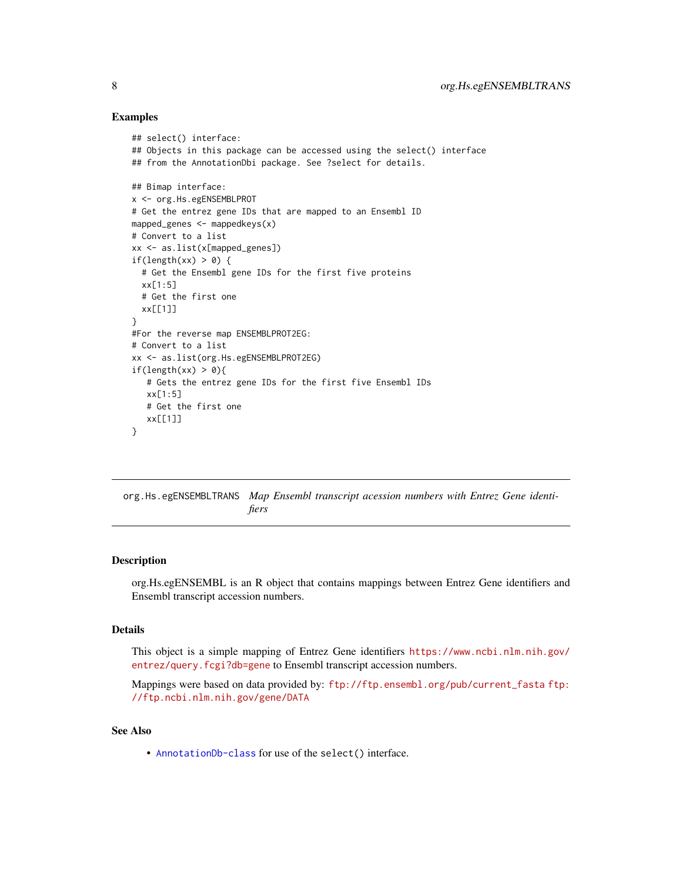## Examples

```
## select() interface:
## Objects in this package can be accessed using the select() interface
## from the AnnotationDbi package. See ?select for details.

## Bimap interface:
x <- org.Hs.egENSEMBLPROT
# Get the entrez gene IDs that are mapped to an Ensembl ID
mapped_genes <- mappedkeys(x)
# Convert to a list
xx <- as.list(x[mapped_genes])
if(length(xx) > 0) {
  # Get the Ensembl gene IDs for the first five proteins
  xx[1:5]
  # Get the first one
  xx[[1]]
}
#For the reverse map ENSEMBLPROT2EG:
# Convert to a list
xx <- as.list(org.Hs.egENSEMBLPROT2EG)
if(length(xx) > 0){
   # Gets the entrez gene IDs for the first five Ensembl IDs
   xx[1:5]
   # Get the first one
   xx[[1]]
}
```

---

# org.Hs.egENSEMBLTRANS *Map Ensembl transcript acession numbers with Entrez Gene identifiers*

---

## Description

org.Hs.egENSEMBL is an R object that contains mappings between Entrez Gene identifiers and Ensembl transcript accession numbers.

## Details

This object is a simple mapping of Entrez Gene identifiers https://www.ncbi.nlm.nih.gov/entrez/query.fcgi?db=gene to Ensembl transcript accession numbers.

Mappings were based on data provided by: ftp://ftp.ensembl.org/pub/current_fasta ftp://ftp.ncbi.nlm.nih.gov/gene/DATA

## See Also

- `AnnotationDb-class` for use of the `select()` interface.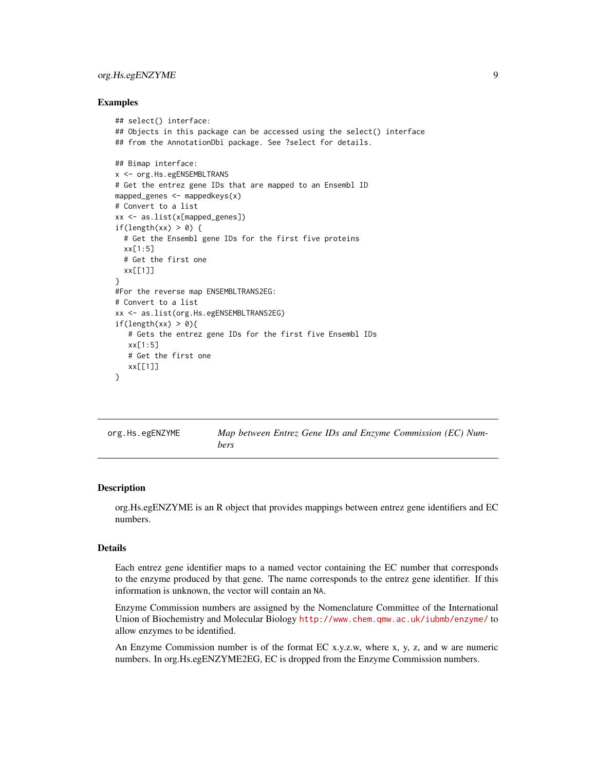### Examples

```
## select() interface:
## Objects in this package can be accessed using the select() interface
## from the AnnotationDbi package. See ?select for details.

## Bimap interface:
x <- org.Hs.egENSEMBLTRANS
# Get the entrez gene IDs that are mapped to an Ensembl ID
mapped_genes <- mappedkeys(x)
# Convert to a list
xx <- as.list(x[mapped_genes])
if(length(xx) > 0) {
  # Get the Ensembl gene IDs for the first five proteins
  xx[1:5]
  # Get the first one
  xx[[1]]
}
#For the reverse map ENSEMBLTRANS2EG:
# Convert to a list
xx <- as.list(org.Hs.egENSEMBLTRANS2EG)
if(length(xx) > 0){
   # Gets the entrez gene IDs for the first five Ensembl IDs
   xx[1:5]
   # Get the first one
   xx[[1]]
}
```

## org.Hs.egENZYME — *Map between Entrez Gene IDs and Enzyme Commission (EC) Numbers*

### Description

org.Hs.egENZYME is an R object that provides mappings between entrez gene identifiers and EC numbers.

### Details

Each entrez gene identifier maps to a named vector containing the EC number that corresponds to the enzyme produced by that gene. The name corresponds to the entrez gene identifier. If this information is unknown, the vector will contain an `NA`.

Enzyme Commission numbers are assigned by the Nomenclature Committee of the International Union of Biochemistry and Molecular Biology http://www.chem.qmw.ac.uk/iubmb/enzyme/ to allow enzymes to be identified.

An Enzyme Commission number is of the format EC x.y.z.w, where x, y, z, and w are numeric numbers. In org.Hs.egENZYME2EG, EC is dropped from the Enzyme Commission numbers.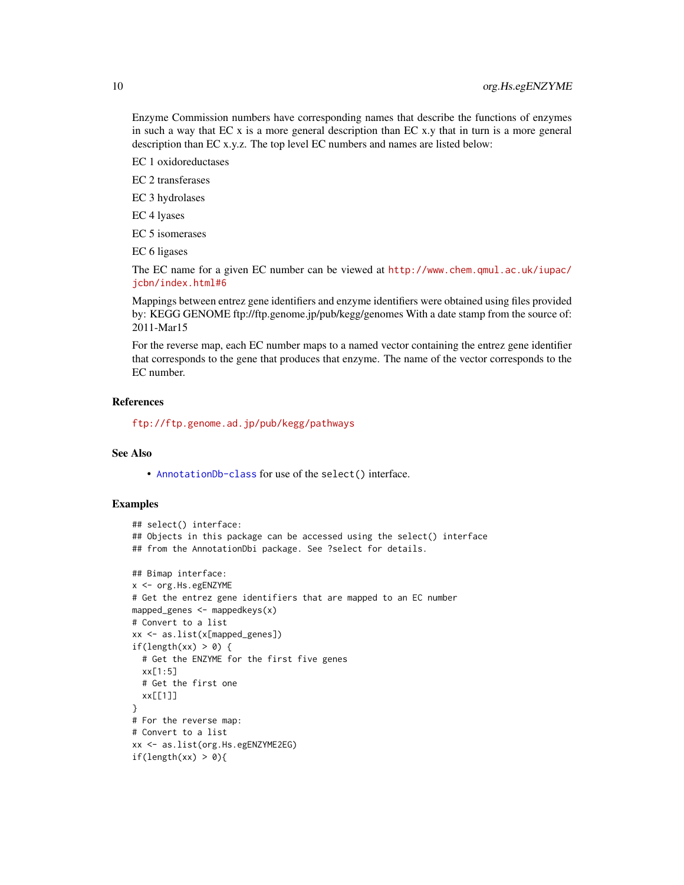Enzyme Commission numbers have corresponding names that describe the functions of enzymes in such a way that EC x is a more general description than EC x.y that in turn is a more general description than EC x.y.z. The top level EC numbers and names are listed below:

EC 1 oxidoreductases

EC 2 transferases

EC 3 hydrolases

EC 4 lyases

EC 5 isomerases

EC 6 ligases

The EC name for a given EC number can be viewed at http://www.chem.qmul.ac.uk/iupac/jcbn/index.html#6

Mappings between entrez gene identifiers and enzyme identifiers were obtained using files provided by: KEGG GENOME ftp://ftp.genome.jp/pub/kegg/genomes With a date stamp from the source of: 2011-Mar15

For the reverse map, each EC number maps to a named vector containing the entrez gene identifier that corresponds to the gene that produces that enzyme. The name of the vector corresponds to the EC number.

## References

ftp://ftp.genome.ad.jp/pub/kegg/pathways

## See Also

- AnnotationDb-class for use of the `select()` interface.

## Examples

```
## select() interface:
## Objects in this package can be accessed using the select() interface
## from the AnnotationDbi package. See ?select for details.

## Bimap interface:
x <- org.Hs.egENZYME
# Get the entrez gene identifiers that are mapped to an EC number
mapped_genes <- mappedkeys(x)
# Convert to a list
xx <- as.list(x[mapped_genes])
if(length(xx) > 0) {
  # Get the ENZYME for the first five genes
  xx[1:5]
  # Get the first one
  xx[[1]]
}
# For the reverse map:
# Convert to a list
xx <- as.list(org.Hs.egENZYME2EG)
if(length(xx) > 0){
```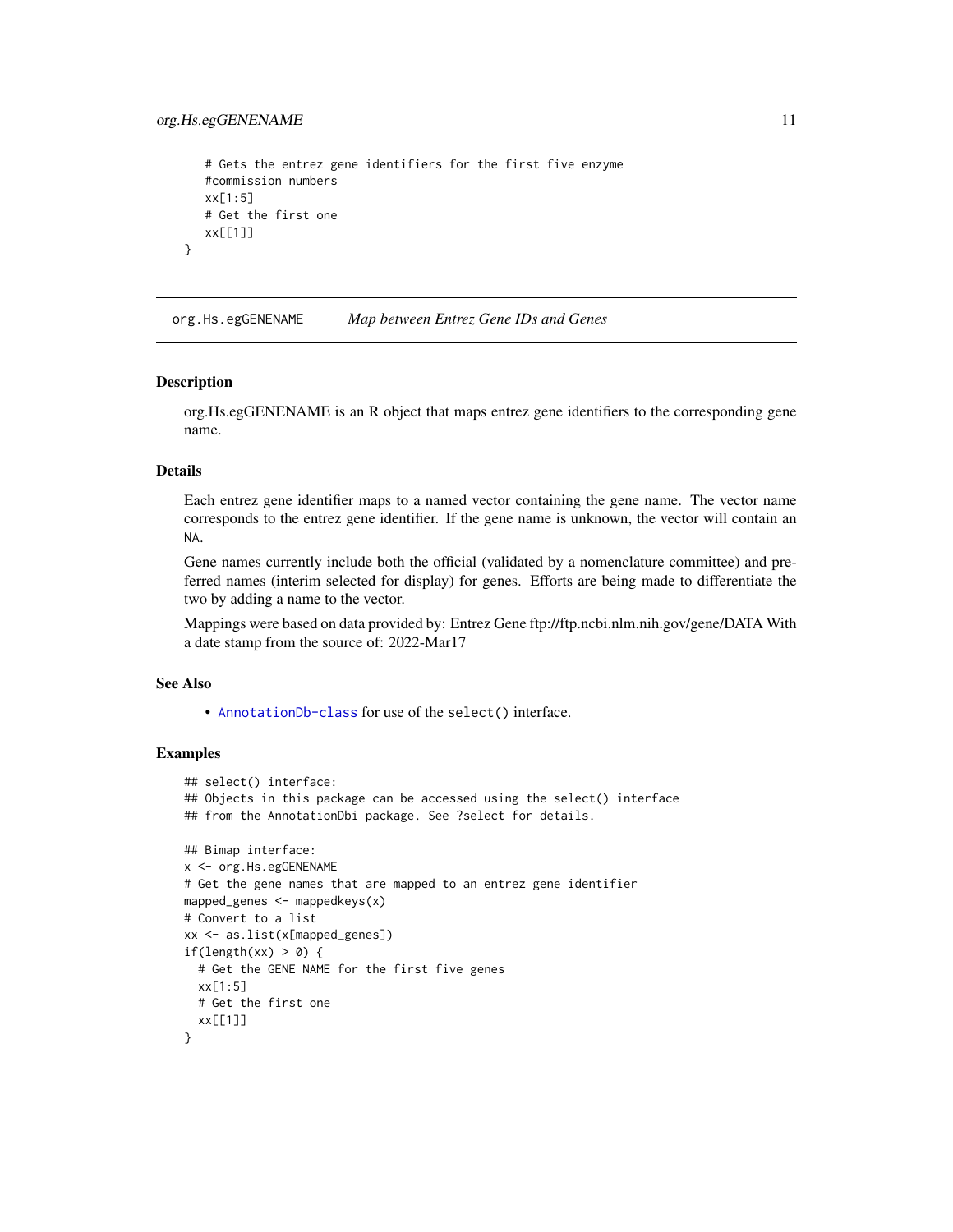```
    # Gets the entrez gene identifiers for the first five enzyme
    #commission numbers
    xx[1:5]
    # Get the first one
    xx[[1]]
}
```

## org.Hs.egGENENAME *Map between Entrez Gene IDs and Genes*

### Description

org.Hs.egGENENAME is an R object that maps entrez gene identifiers to the corresponding gene name.

### Details

Each entrez gene identifier maps to a named vector containing the gene name. The vector name corresponds to the entrez gene identifier. If the gene name is unknown, the vector will contain an `NA`.

Gene names currently include both the official (validated by a nomenclature committee) and preferred names (interim selected for display) for genes. Efforts are being made to differentiate the two by adding a name to the vector.

Mappings were based on data provided by: Entrez Gene ftp://ftp.ncbi.nlm.nih.gov/gene/DATA With a date stamp from the source of: 2022-Mar17

### See Also

- `AnnotationDb-class` for use of the `select()` interface.

### Examples

```
## select() interface:
## Objects in this package can be accessed using the select() interface
## from the AnnotationDbi package. See ?select for details.

## Bimap interface:
x <- org.Hs.egGENENAME
# Get the gene names that are mapped to an entrez gene identifier
mapped_genes <- mappedkeys(x)
# Convert to a list
xx <- as.list(x[mapped_genes])
if(length(xx) > 0) {
  # Get the GENE NAME for the first five genes
  xx[1:5]
  # Get the first one
  xx[[1]]
}
```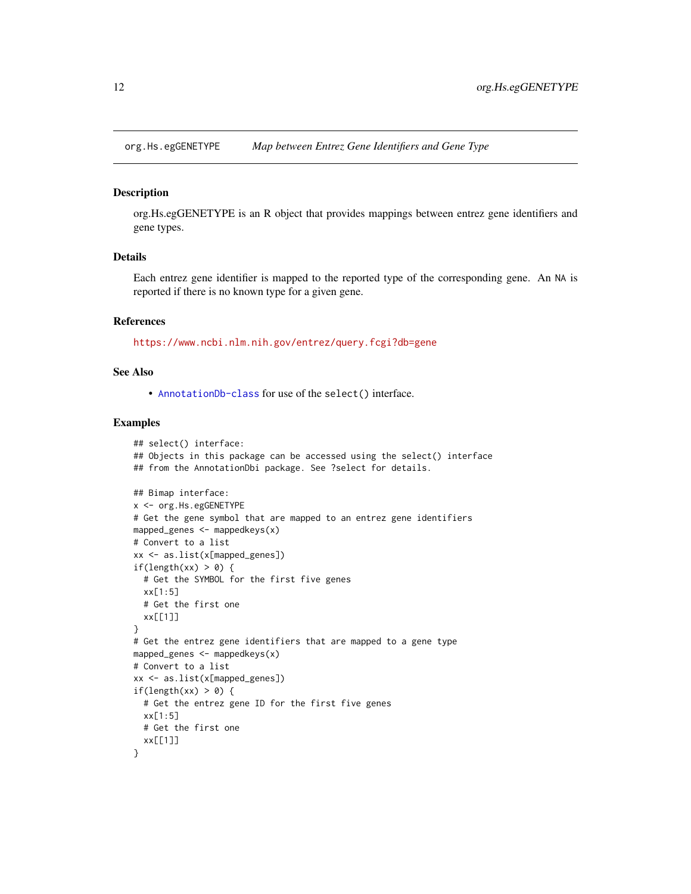## org.Hs.egGENETYPE — *Map between Entrez Gene Identifiers and Gene Type*

### Description

org.Hs.egGENETYPE is an R object that provides mappings between entrez gene identifiers and gene types.

### Details

Each entrez gene identifier is mapped to the reported type of the corresponding gene. An `NA` is reported if there is no known type for a given gene.

### References

https://www.ncbi.nlm.nih.gov/entrez/query.fcgi?db=gene

### See Also

- `AnnotationDb-class` for use of the `select()` interface.

### Examples

```
## select() interface:
## Objects in this package can be accessed using the select() interface
## from the AnnotationDbi package. See ?select for details.

## Bimap interface:
x <- org.Hs.egGENETYPE
# Get the gene symbol that are mapped to an entrez gene identifiers
mapped_genes <- mappedkeys(x)
# Convert to a list
xx <- as.list(x[mapped_genes])
if(length(xx) > 0) {
  # Get the SYMBOL for the first five genes
  xx[1:5]
  # Get the first one
  xx[[1]]
}
# Get the entrez gene identifiers that are mapped to a gene type
mapped_genes <- mappedkeys(x)
# Convert to a list
xx <- as.list(x[mapped_genes])
if(length(xx) > 0) {
  # Get the entrez gene ID for the first five genes
  xx[1:5]
  # Get the first one
  xx[[1]]
}
```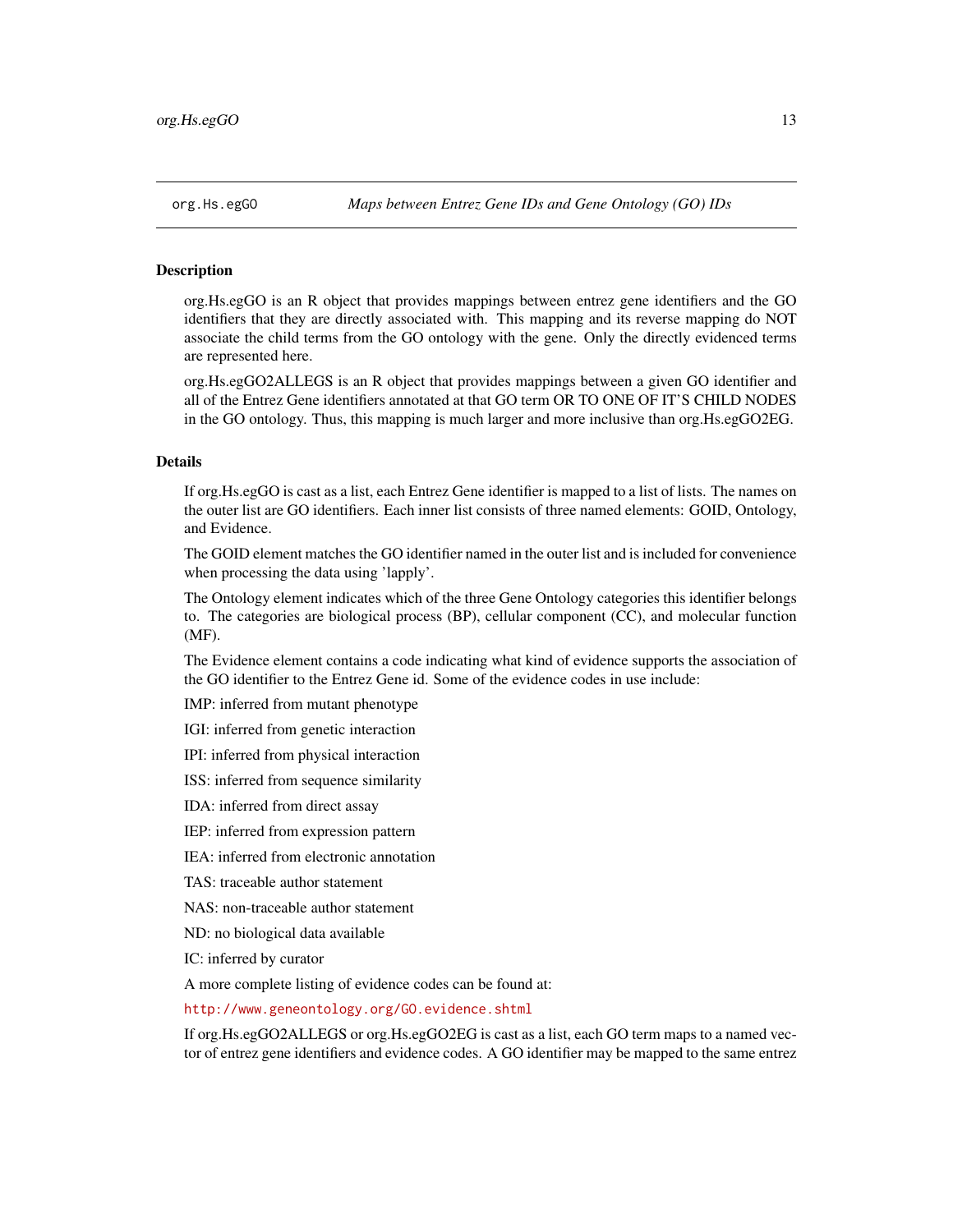## org.Hs.egGO *Maps between Entrez Gene IDs and Gene Ontology (GO) IDs*

### Description

org.Hs.egGO is an R object that provides mappings between entrez gene identifiers and the GO identifiers that they are directly associated with. This mapping and its reverse mapping do NOT associate the child terms from the GO ontology with the gene. Only the directly evidenced terms are represented here.

org.Hs.egGO2ALLEGS is an R object that provides mappings between a given GO identifier and all of the Entrez Gene identifiers annotated at that GO term OR TO ONE OF IT'S CHILD NODES in the GO ontology. Thus, this mapping is much larger and more inclusive than org.Hs.egGO2EG.

### Details

If org.Hs.egGO is cast as a list, each Entrez Gene identifier is mapped to a list of lists. The names on the outer list are GO identifiers. Each inner list consists of three named elements: GOID, Ontology, and Evidence.

The GOID element matches the GO identifier named in the outer list and is included for convenience when processing the data using 'lapply'.

The Ontology element indicates which of the three Gene Ontology categories this identifier belongs to. The categories are biological process (BP), cellular component (CC), and molecular function (MF).

The Evidence element contains a code indicating what kind of evidence supports the association of the GO identifier to the Entrez Gene id. Some of the evidence codes in use include:

IMP: inferred from mutant phenotype

IGI: inferred from genetic interaction

IPI: inferred from physical interaction

ISS: inferred from sequence similarity

IDA: inferred from direct assay

IEP: inferred from expression pattern

IEA: inferred from electronic annotation

TAS: traceable author statement

NAS: non-traceable author statement

ND: no biological data available

IC: inferred by curator

A more complete listing of evidence codes can be found at:

http://www.geneontology.org/GO.evidence.shtml

If org.Hs.egGO2ALLEGS or org.Hs.egGO2EG is cast as a list, each GO term maps to a named vector of entrez gene identifiers and evidence codes. A GO identifier may be mapped to the same entrez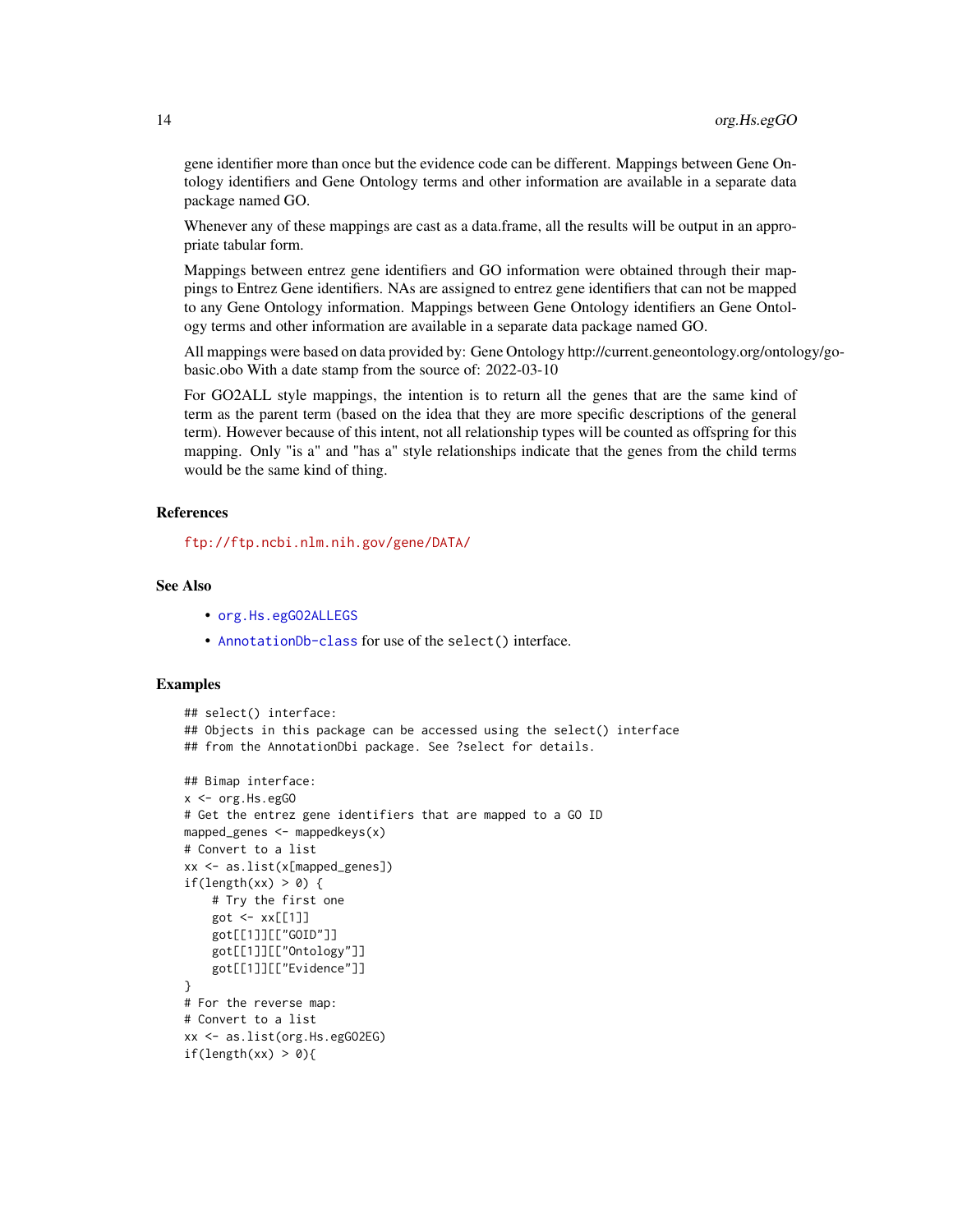gene identifier more than once but the evidence code can be different. Mappings between Gene Ontology identifiers and Gene Ontology terms and other information are available in a separate data package named GO.

Whenever any of these mappings are cast as a data.frame, all the results will be output in an appropriate tabular form.

Mappings between entrez gene identifiers and GO information were obtained through their mappings to Entrez Gene identifiers. NAs are assigned to entrez gene identifiers that can not be mapped to any Gene Ontology information. Mappings between Gene Ontology identifiers an Gene Ontology terms and other information are available in a separate data package named GO.

All mappings were based on data provided by: Gene Ontology http://current.geneontology.org/ontology/go-basic.obo With a date stamp from the source of: 2022-03-10

For GO2ALL style mappings, the intention is to return all the genes that are the same kind of term as the parent term (based on the idea that they are more specific descriptions of the general term). However because of this intent, not all relationship types will be counted as offspring for this mapping. Only "is a" and "has a" style relationships indicate that the genes from the child terms would be the same kind of thing.

## References

ftp://ftp.ncbi.nlm.nih.gov/gene/DATA/

## See Also

- `org.Hs.egGO2ALLEGS`
- `AnnotationDb-class` for use of the `select()` interface.

## Examples

```
## select() interface:
## Objects in this package can be accessed using the select() interface
## from the AnnotationDbi package. See ?select for details.

## Bimap interface:
x <- org.Hs.egGO
# Get the entrez gene identifiers that are mapped to a GO ID
mapped_genes <- mappedkeys(x)
# Convert to a list
xx <- as.list(x[mapped_genes])
if(length(xx) > 0) {
    # Try the first one
    got <- xx[[1]]
    got[[1]][["GOID"]]
    got[[1]][["Ontology"]]
    got[[1]][["Evidence"]]
}
# For the reverse map:
# Convert to a list
xx <- as.list(org.Hs.egGO2EG)
if(length(xx) > 0){
```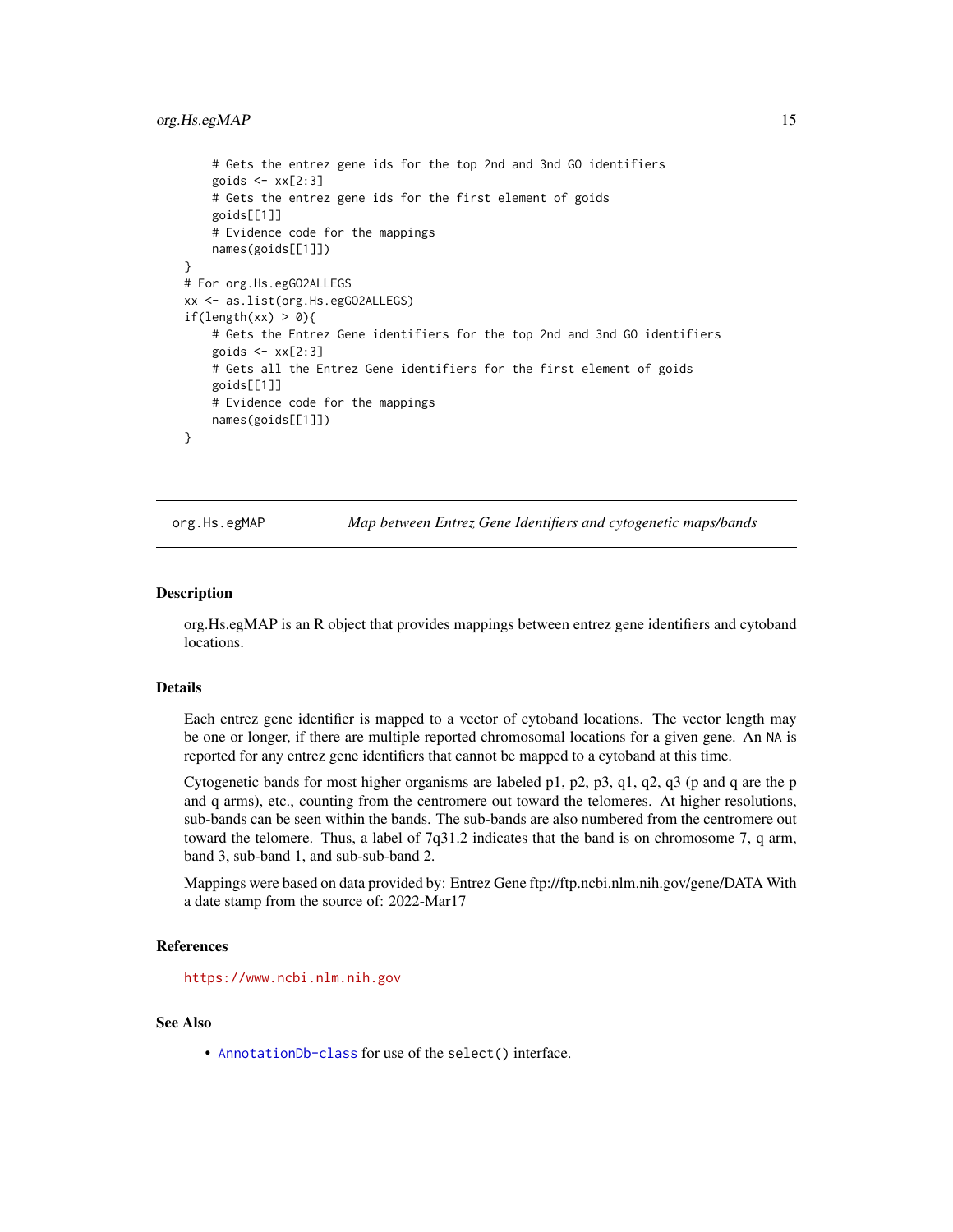```
    # Gets the entrez gene ids for the top 2nd and 3nd GO identifiers
    goids <- xx[2:3]
    # Gets the entrez gene ids for the first element of goids
    goids[[1]]
    # Evidence code for the mappings
    names(goids[[1]])
}
# For org.Hs.egGO2ALLEGS
xx <- as.list(org.Hs.egGO2ALLEGS)
if(length(xx) > 0){
    # Gets the Entrez Gene identifiers for the top 2nd and 3nd GO identifiers
    goids <- xx[2:3]
    # Gets all the Entrez Gene identifiers for the first element of goids
    goids[[1]]
    # Evidence code for the mappings
    names(goids[[1]])
}
```

## org.Hs.egMAP — *Map between Entrez Gene Identifiers and cytogenetic maps/bands*

### Description

org.Hs.egMAP is an R object that provides mappings between entrez gene identifiers and cytoband locations.

### Details

Each entrez gene identifier is mapped to a vector of cytoband locations. The vector length may be one or longer, if there are multiple reported chromosomal locations for a given gene. An NA is reported for any entrez gene identifiers that cannot be mapped to a cytoband at this time.

Cytogenetic bands for most higher organisms are labeled p1, p2, p3, q1, q2, q3 (p and q are the p and q arms), etc., counting from the centromere out toward the telomeres. At higher resolutions, sub-bands can be seen within the bands. The sub-bands are also numbered from the centromere out toward the telomere. Thus, a label of 7q31.2 indicates that the band is on chromosome 7, q arm, band 3, sub-band 1, and sub-sub-band 2.

Mappings were based on data provided by: Entrez Gene ftp://ftp.ncbi.nlm.nih.gov/gene/DATA With a date stamp from the source of: 2022-Mar17

### References

https://www.ncbi.nlm.nih.gov

### See Also

- AnnotationDb-class for use of the select() interface.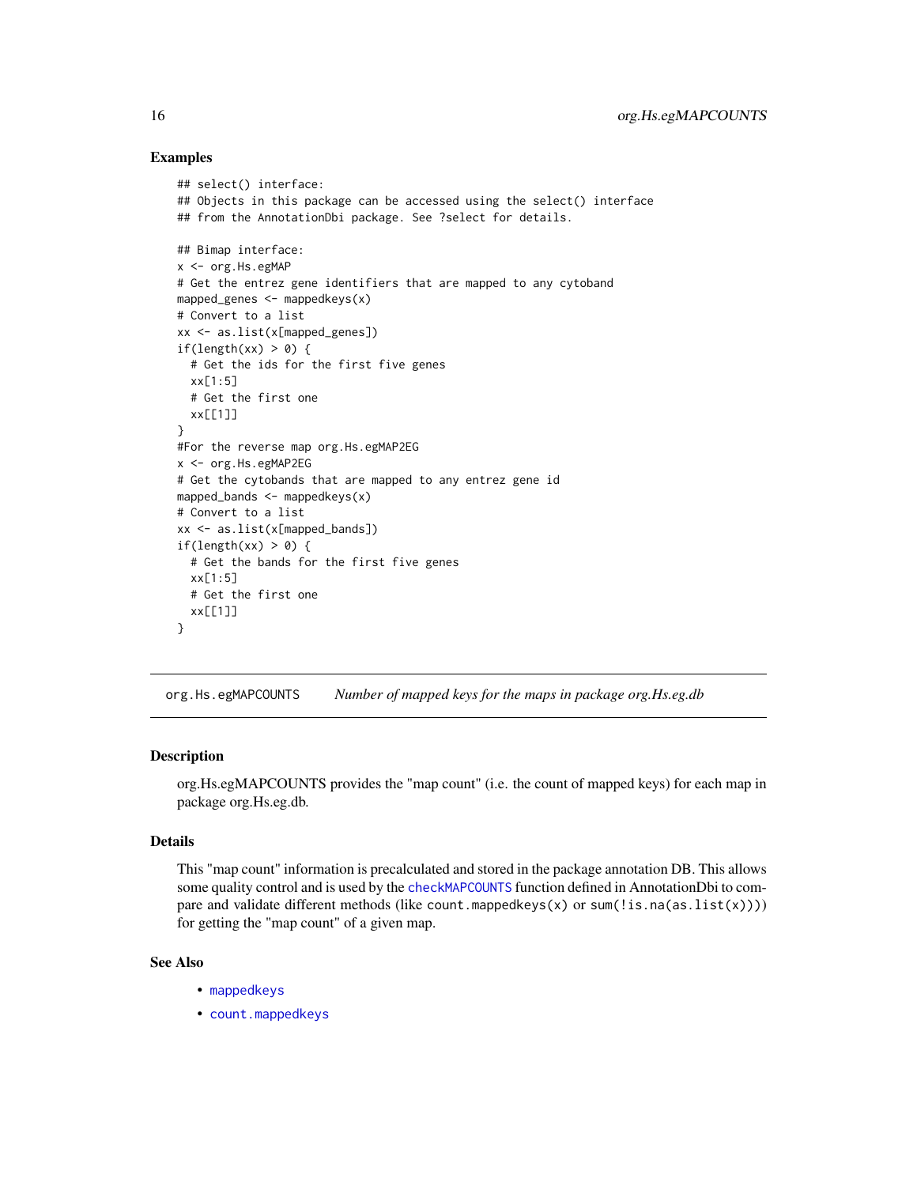### Examples

```
## select() interface:
## Objects in this package can be accessed using the select() interface
## from the AnnotationDbi package. See ?select for details.

## Bimap interface:
x <- org.Hs.egMAP
# Get the entrez gene identifiers that are mapped to any cytoband
mapped_genes <- mappedkeys(x)
# Convert to a list
xx <- as.list(x[mapped_genes])
if(length(xx) > 0) {
  # Get the ids for the first five genes
  xx[1:5]
  # Get the first one
  xx[[1]]
}
#For the reverse map org.Hs.egMAP2EG
x <- org.Hs.egMAP2EG
# Get the cytobands that are mapped to any entrez gene id
mapped_bands <- mappedkeys(x)
# Convert to a list
xx <- as.list(x[mapped_bands])
if(length(xx) > 0) {
  # Get the bands for the first five genes
  xx[1:5]
  # Get the first one
  xx[[1]]
}
```

---

## org.Hs.egMAPCOUNTS *Number of mapped keys for the maps in package org.Hs.eg.db*

### Description

org.Hs.egMAPCOUNTS provides the "map count" (i.e. the count of mapped keys) for each map in package org.Hs.eg.db.

### Details

This "map count" information is precalculated and stored in the package annotation DB. This allows some quality control and is used by the `checkMAPCOUNTS` function defined in AnnotationDbi to compare and validate different methods (like `count.mappedkeys(x)` or `sum(!is.na(as.list(x)))`) for getting the "map count" of a given map.

### See Also

- `mappedkeys`
- `count.mappedkeys`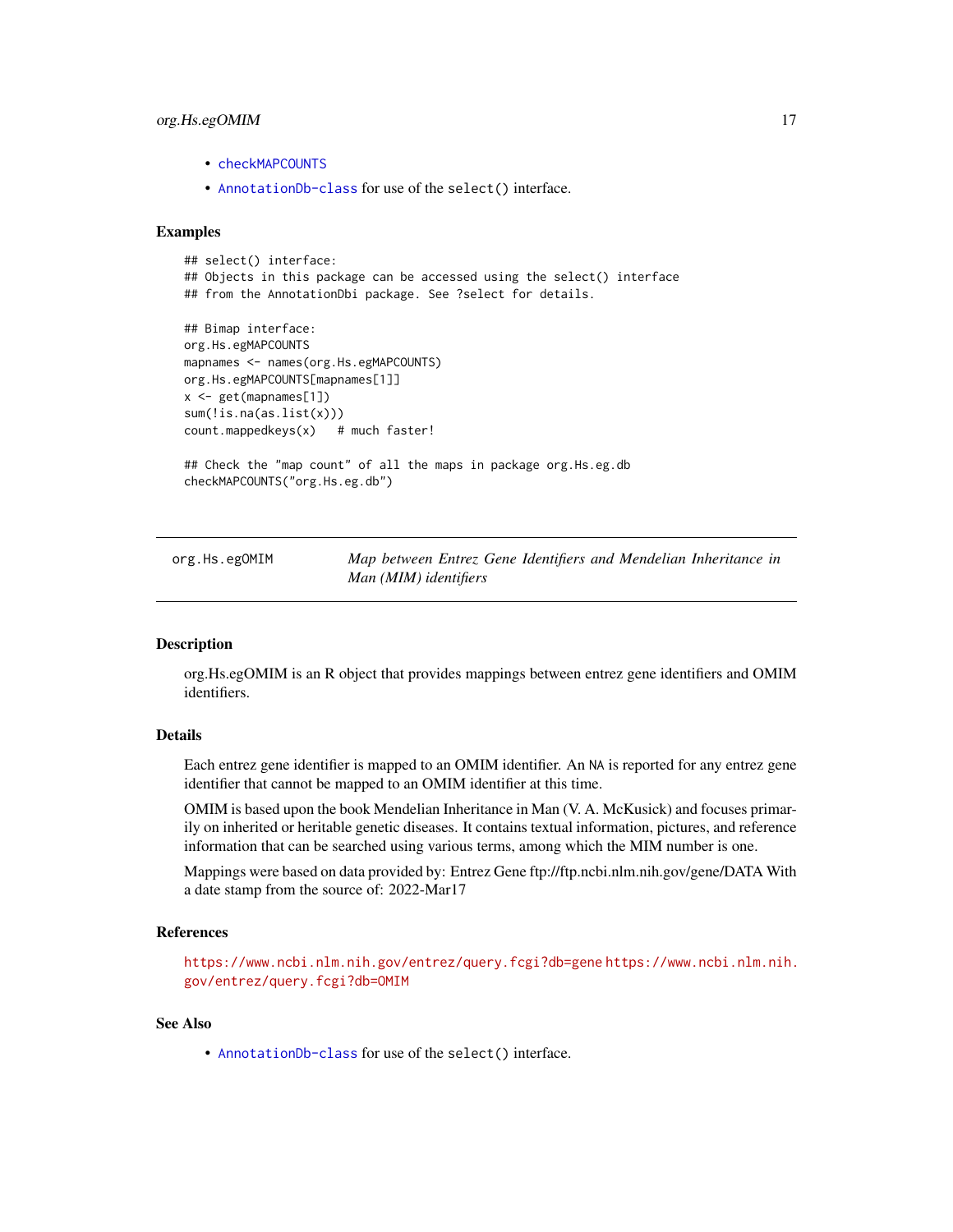- checkMAPCOUNTS
- AnnotationDb-class for use of the select() interface.

### Examples

```
## select() interface:
## Objects in this package can be accessed using the select() interface
## from the AnnotationDbi package. See ?select for details.

## Bimap interface:
org.Hs.egMAPCOUNTS
mapnames <- names(org.Hs.egMAPCOUNTS)
org.Hs.egMAPCOUNTS[mapnames[1]]
x <- get(mapnames[1])
sum(!is.na(as.list(x)))
count.mappedkeys(x)   # much faster!

## Check the "map count" of all the maps in package org.Hs.eg.db
checkMAPCOUNTS("org.Hs.eg.db")
```

---

## org.Hs.egOMIM — *Map between Entrez Gene Identifiers and Mendelian Inheritance in Man (MIM) identifiers*

---

### Description

org.Hs.egOMIM is an R object that provides mappings between entrez gene identifiers and OMIM identifiers.

### Details

Each entrez gene identifier is mapped to an OMIM identifier. An NA is reported for any entrez gene identifier that cannot be mapped to an OMIM identifier at this time.

OMIM is based upon the book Mendelian Inheritance in Man (V. A. McKusick) and focuses primarily on inherited or heritable genetic diseases. It contains textual information, pictures, and reference information that can be searched using various terms, among which the MIM number is one.

Mappings were based on data provided by: Entrez Gene ftp://ftp.ncbi.nlm.nih.gov/gene/DATA With a date stamp from the source of: 2022-Mar17

### References

https://www.ncbi.nlm.nih.gov/entrez/query.fcgi?db=gene https://www.ncbi.nlm.nih.gov/entrez/query.fcgi?db=OMIM

### See Also

- AnnotationDb-class for use of the select() interface.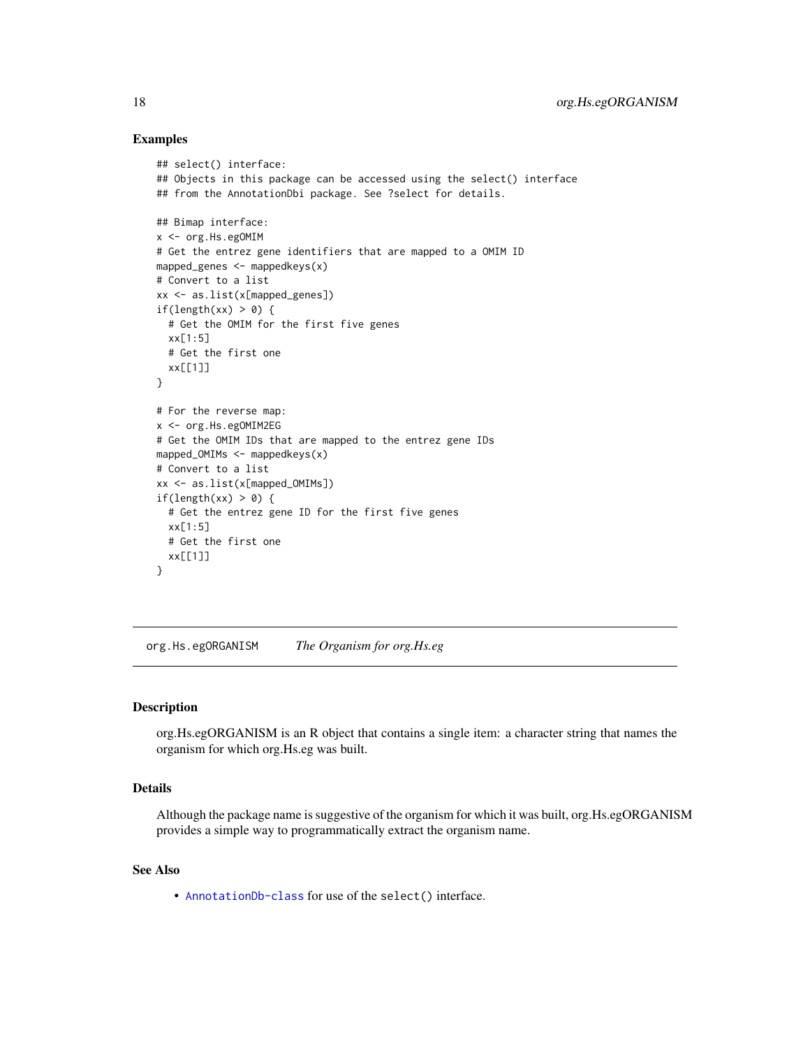## Examples

```
## select() interface:
## Objects in this package can be accessed using the select() interface
## from the AnnotationDbi package. See ?select for details.

## Bimap interface:
x <- org.Hs.egOMIM
# Get the entrez gene identifiers that are mapped to a OMIM ID
mapped_genes <- mappedkeys(x)
# Convert to a list
xx <- as.list(x[mapped_genes])
if(length(xx) > 0) {
  # Get the OMIM for the first five genes
  xx[1:5]
  # Get the first one
  xx[[1]]
}

# For the reverse map:
x <- org.Hs.egOMIM2EG
# Get the OMIM IDs that are mapped to the entrez gene IDs
mapped_OMIMs <- mappedkeys(x)
# Convert to a list
xx <- as.list(x[mapped_OMIMs])
if(length(xx) > 0) {
  # Get the entrez gene ID for the first five genes
  xx[1:5]
  # Get the first one
  xx[[1]]
}
```

---

# org.Hs.egORGANISM *The Organism for org.Hs.eg*

---

## Description

org.Hs.egORGANISM is an R object that contains a single item: a character string that names the organism for which org.Hs.eg was built.

## Details

Although the package name is suggestive of the organism for which it was built, org.Hs.egORGANISM provides a simple way to programmatically extract the organism name.

## See Also

- `AnnotationDb-class` for use of the `select()` interface.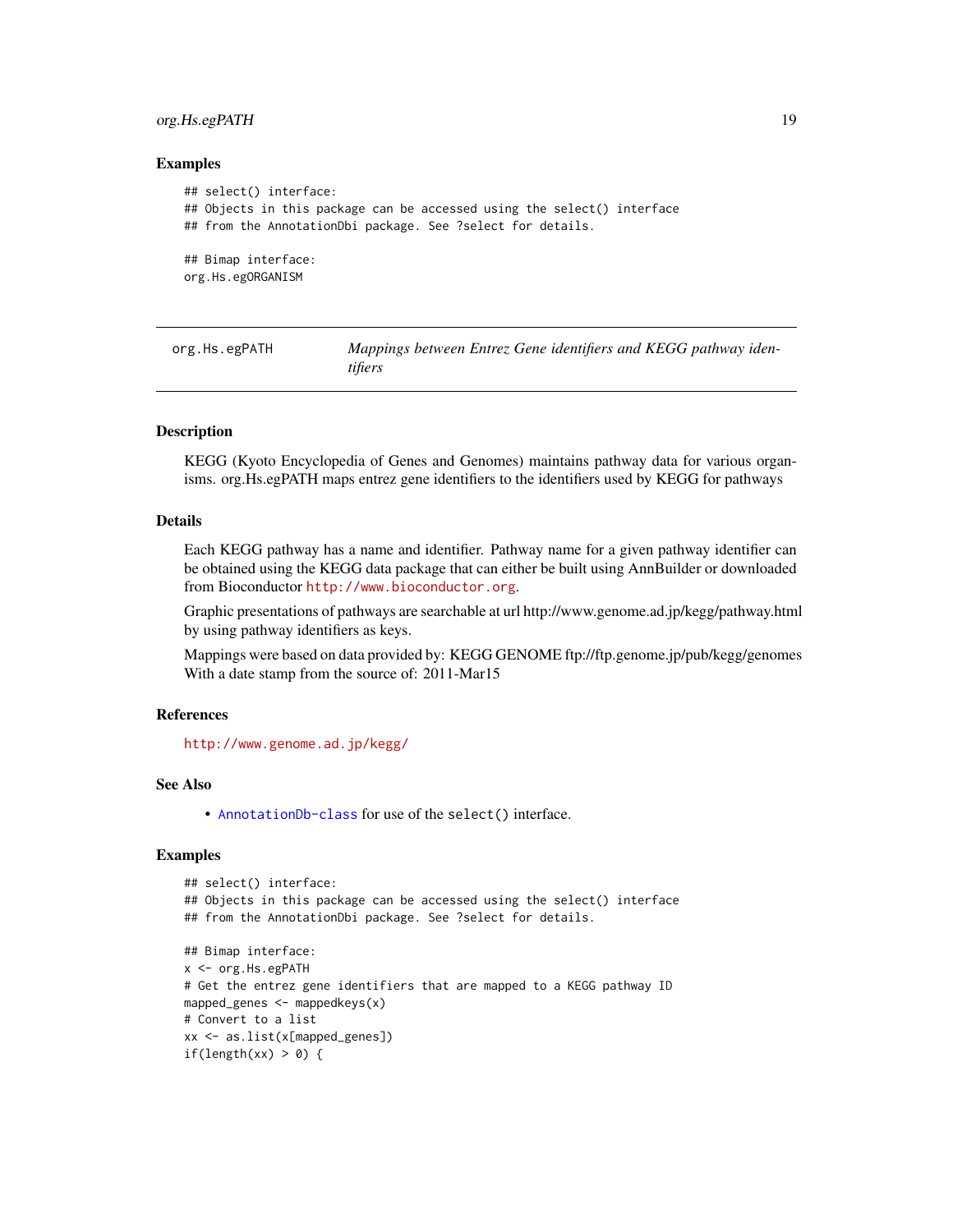### Examples

```
## select() interface:
## Objects in this package can be accessed using the select() interface
## from the AnnotationDbi package. See ?select for details.

## Bimap interface:
org.Hs.egORGANISM
```

---

## org.Hs.egPATH — *Mappings between Entrez Gene identifiers and KEGG pathway identifiers*

### Description

KEGG (Kyoto Encyclopedia of Genes and Genomes) maintains pathway data for various organisms. org.Hs.egPATH maps entrez gene identifiers to the identifiers used by KEGG for pathways

### Details

Each KEGG pathway has a name and identifier. Pathway name for a given pathway identifier can be obtained using the KEGG data package that can either be built using AnnBuilder or downloaded from Bioconductor http://www.bioconductor.org.

Graphic presentations of pathways are searchable at url http://www.genome.ad.jp/kegg/pathway.html by using pathway identifiers as keys.

Mappings were based on data provided by: KEGG GENOME ftp://ftp.genome.jp/pub/kegg/genomes With a date stamp from the source of: 2011-Mar15

### References

http://www.genome.ad.jp/kegg/

### See Also

- AnnotationDb-class for use of the `select()` interface.

### Examples

```
## select() interface:
## Objects in this package can be accessed using the select() interface
## from the AnnotationDbi package. See ?select for details.

## Bimap interface:
x <- org.Hs.egPATH
# Get the entrez gene identifiers that are mapped to a KEGG pathway ID
mapped_genes <- mappedkeys(x)
# Convert to a list
xx <- as.list(x[mapped_genes])
if(length(xx) > 0) {
```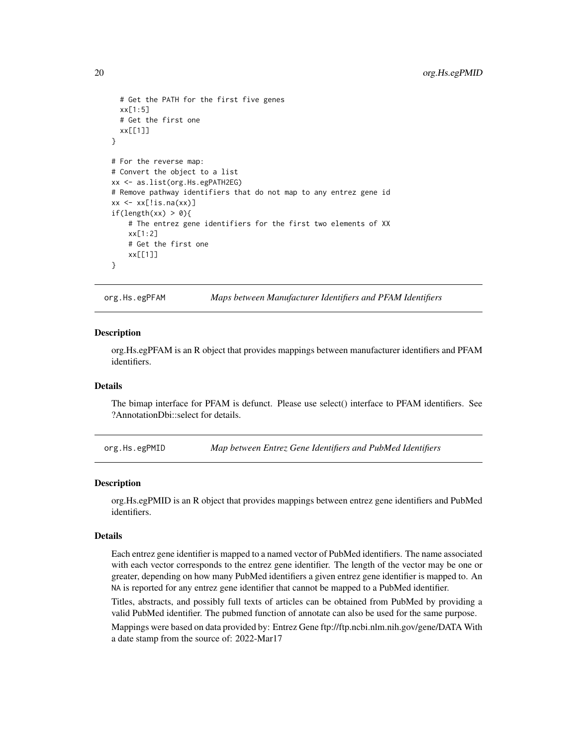```
  # Get the PATH for the first five genes
  xx[1:5]
  # Get the first one
  xx[[1]]
}

# For the reverse map:
# Convert the object to a list
xx <- as.list(org.Hs.egPATH2EG)
# Remove pathway identifiers that do not map to any entrez gene id
xx <- xx[!is.na(xx)]
if(length(xx) > 0){
    # The entrez gene identifiers for the first two elements of XX
    xx[1:2]
    # Get the first one
    xx[[1]]
}
```

## org.Hs.egPFAM — *Maps between Manufacturer Identifiers and PFAM Identifiers*

### Description

org.Hs.egPFAM is an R object that provides mappings between manufacturer identifiers and PFAM identifiers.

### Details

The bimap interface for PFAM is defunct. Please use select() interface to PFAM identifiers. See ?AnnotationDbi::select for details.

## org.Hs.egPMID — *Map between Entrez Gene Identifiers and PubMed Identifiers*

### Description

org.Hs.egPMID is an R object that provides mappings between entrez gene identifiers and PubMed identifiers.

### Details

Each entrez gene identifier is mapped to a named vector of PubMed identifiers. The name associated with each vector corresponds to the entrez gene identifier. The length of the vector may be one or greater, depending on how many PubMed identifiers a given entrez gene identifier is mapped to. An `NA` is reported for any entrez gene identifier that cannot be mapped to a PubMed identifier.

Titles, abstracts, and possibly full texts of articles can be obtained from PubMed by providing a valid PubMed identifier. The pubmed function of annotate can also be used for the same purpose.

Mappings were based on data provided by: Entrez Gene ftp://ftp.ncbi.nlm.nih.gov/gene/DATA With a date stamp from the source of: 2022-Mar17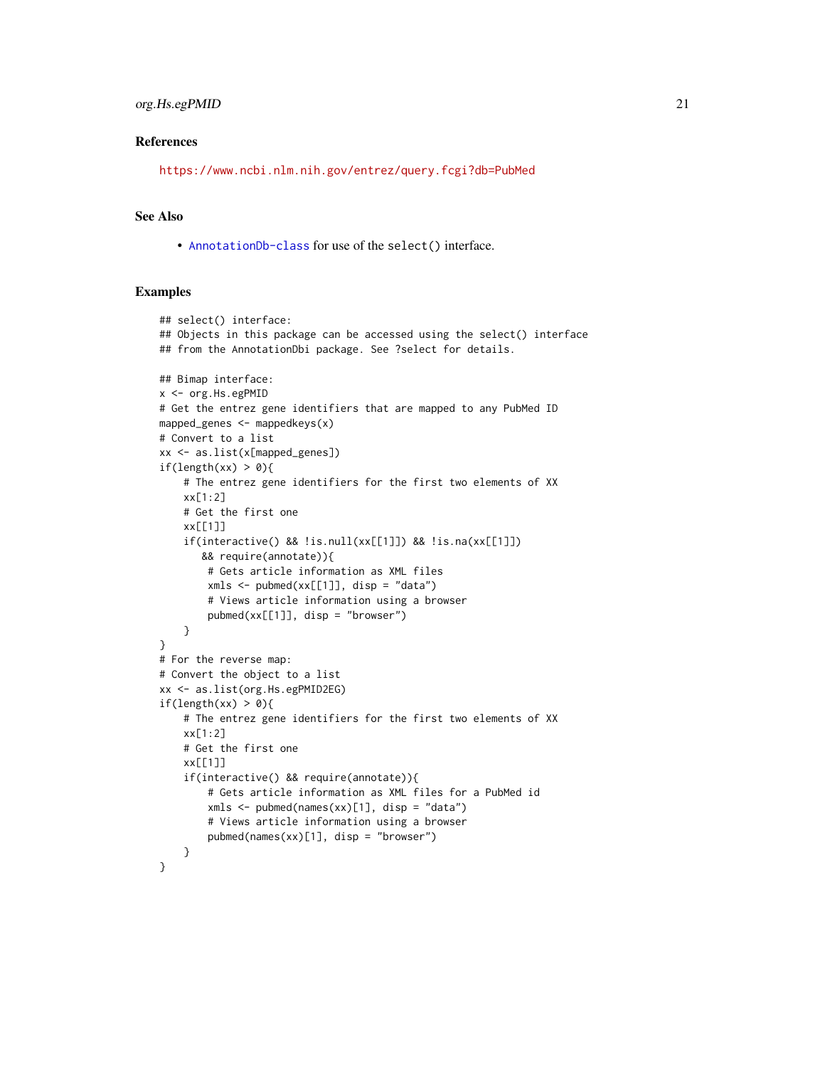### References

https://www.ncbi.nlm.nih.gov/entrez/query.fcgi?db=PubMed

### See Also

- `AnnotationDb-class` for use of the `select()` interface.

### Examples

```
## select() interface:
## Objects in this package can be accessed using the select() interface
## from the AnnotationDbi package. See ?select for details.

## Bimap interface:
x <- org.Hs.egPMID
# Get the entrez gene identifiers that are mapped to any PubMed ID
mapped_genes <- mappedkeys(x)
# Convert to a list
xx <- as.list(x[mapped_genes])
if(length(xx) > 0){
    # The entrez gene identifiers for the first two elements of XX
    xx[1:2]
    # Get the first one
    xx[[1]]
    if(interactive() && !is.null(xx[[1]]) && !is.na(xx[[1]])
       && require(annotate)){
        # Gets article information as XML files
        xmls <- pubmed(xx[[1]], disp = "data")
        # Views article information using a browser
        pubmed(xx[[1]], disp = "browser")
    }
}
# For the reverse map:
# Convert the object to a list
xx <- as.list(org.Hs.egPMID2EG)
if(length(xx) > 0){
    # The entrez gene identifiers for the first two elements of XX
    xx[1:2]
    # Get the first one
    xx[[1]]
    if(interactive() && require(annotate)){
        # Gets article information as XML files for a PubMed id
        xmls <- pubmed(names(xx)[1], disp = "data")
        # Views article information using a browser
        pubmed(names(xx)[1], disp = "browser")
    }
}
```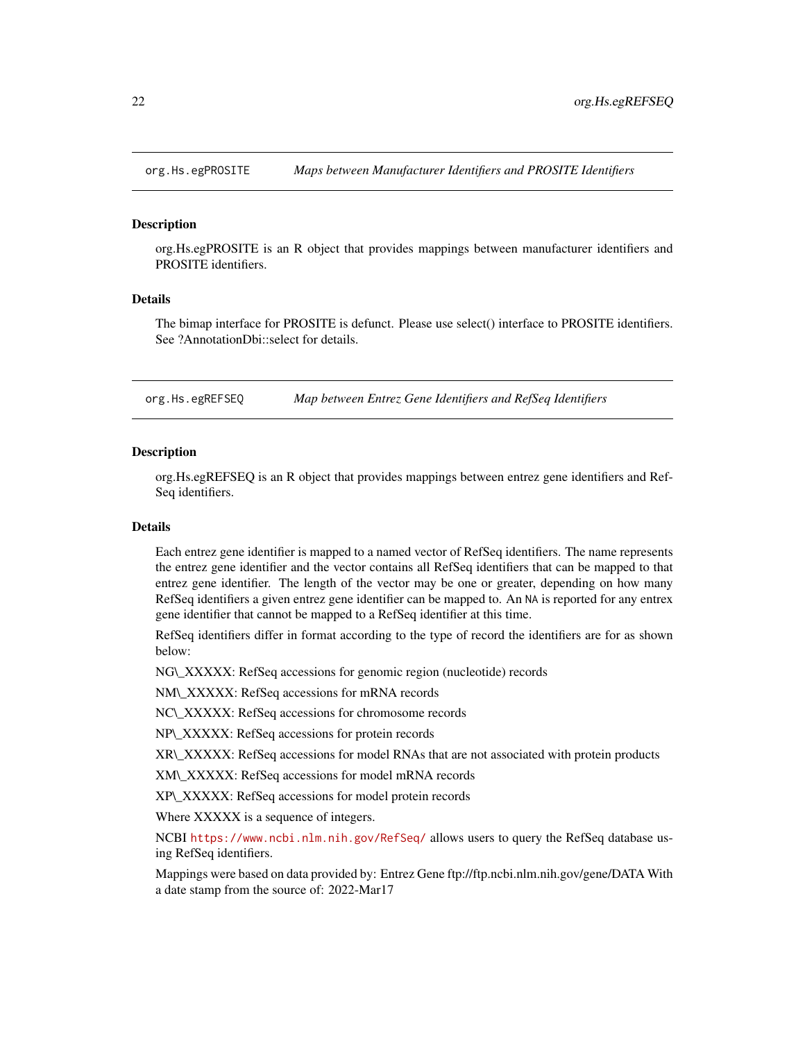## org.Hs.egPROSITE *Maps between Manufacturer Identifiers and PROSITE Identifiers*

### Description

org.Hs.egPROSITE is an R object that provides mappings between manufacturer identifiers and PROSITE identifiers.

### Details

The bimap interface for PROSITE is defunct. Please use select() interface to PROSITE identifiers. See ?AnnotationDbi::select for details.

## org.Hs.egREFSEQ *Map between Entrez Gene Identifiers and RefSeq Identifiers*

### Description

org.Hs.egREFSEQ is an R object that provides mappings between entrez gene identifiers and RefSeq identifiers.

### Details

Each entrez gene identifier is mapped to a named vector of RefSeq identifiers. The name represents the entrez gene identifier and the vector contains all RefSeq identifiers that can be mapped to that entrez gene identifier. The length of the vector may be one or greater, depending on how many RefSeq identifiers a given entrez gene identifier can be mapped to. An `NA` is reported for any entrex gene identifier that cannot be mapped to a RefSeq identifier at this time.

RefSeq identifiers differ in format according to the type of record the identifiers are for as shown below:

NG\_XXXXX: RefSeq accessions for genomic region (nucleotide) records

NM\_XXXXX: RefSeq accessions for mRNA records

NC\_XXXXX: RefSeq accessions for chromosome records

NP\_XXXXX: RefSeq accessions for protein records

XR\_XXXXX: RefSeq accessions for model RNAs that are not associated with protein products

XM\_XXXXX: RefSeq accessions for model mRNA records

XP\_XXXXX: RefSeq accessions for model protein records

Where XXXXX is a sequence of integers.

NCBI https://www.ncbi.nlm.nih.gov/RefSeq/ allows users to query the RefSeq database using RefSeq identifiers.

Mappings were based on data provided by: Entrez Gene ftp://ftp.ncbi.nlm.nih.gov/gene/DATA With a date stamp from the source of: 2022-Mar17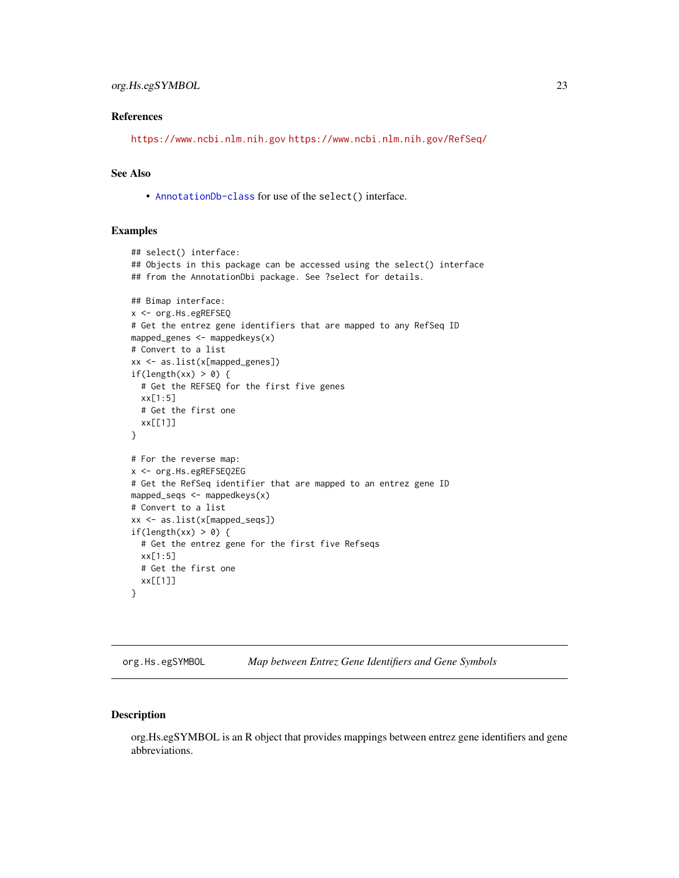## References

https://www.ncbi.nlm.nih.gov https://www.ncbi.nlm.nih.gov/RefSeq/

## See Also

- AnnotationDb-class for use of the `select()` interface.

## Examples

```
## select() interface:
## Objects in this package can be accessed using the select() interface
## from the AnnotationDbi package. See ?select for details.

## Bimap interface:
x <- org.Hs.egREFSEQ
# Get the entrez gene identifiers that are mapped to any RefSeq ID
mapped_genes <- mappedkeys(x)
# Convert to a list
xx <- as.list(x[mapped_genes])
if(length(xx) > 0) {
  # Get the REFSEQ for the first five genes
  xx[1:5]
  # Get the first one
  xx[[1]]
}

# For the reverse map:
x <- org.Hs.egREFSEQ2EG
# Get the RefSeq identifier that are mapped to an entrez gene ID
mapped_seqs <- mappedkeys(x)
# Convert to a list
xx <- as.list(x[mapped_seqs])
if(length(xx) > 0) {
  # Get the entrez gene for the first five Refseqs
  xx[1:5]
  # Get the first one
  xx[[1]]
}
```

---

# org.Hs.egSYMBOL *Map between Entrez Gene Identifiers and Gene Symbols*

---

## Description

org.Hs.egSYMBOL is an R object that provides mappings between entrez gene identifiers and gene abbreviations.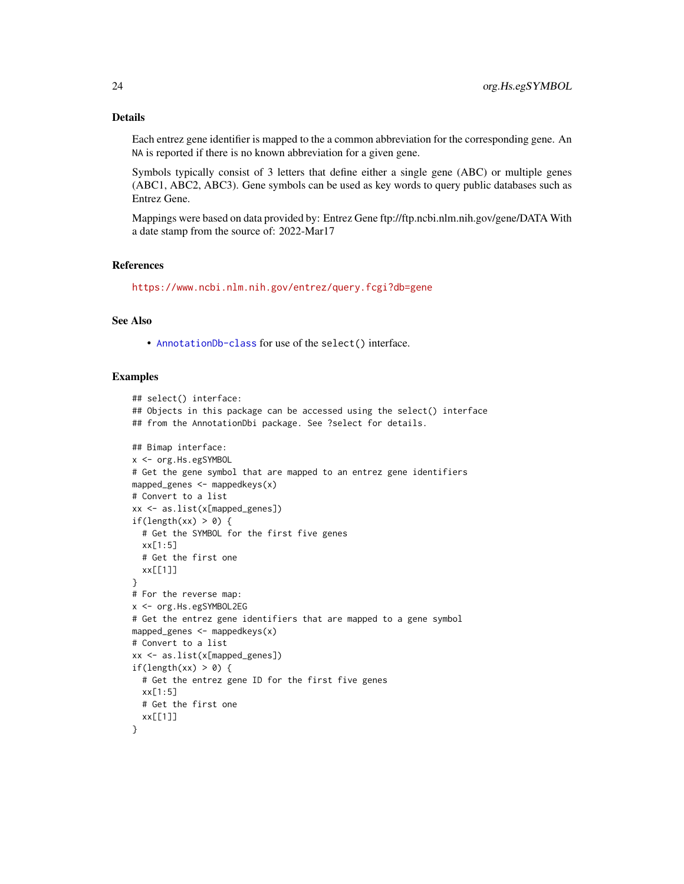## Details

Each entrez gene identifier is mapped to the a common abbreviation for the corresponding gene. An NA is reported if there is no known abbreviation for a given gene.

Symbols typically consist of 3 letters that define either a single gene (ABC) or multiple genes (ABC1, ABC2, ABC3). Gene symbols can be used as key words to query public databases such as Entrez Gene.

Mappings were based on data provided by: Entrez Gene ftp://ftp.ncbi.nlm.nih.gov/gene/DATA With a date stamp from the source of: 2022-Mar17

## References

https://www.ncbi.nlm.nih.gov/entrez/query.fcgi?db=gene

## See Also

- AnnotationDb-class for use of the select() interface.

## Examples

```
## select() interface:
## Objects in this package can be accessed using the select() interface
## from the AnnotationDbi package. See ?select for details.

## Bimap interface:
x <- org.Hs.egSYMBOL
# Get the gene symbol that are mapped to an entrez gene identifiers
mapped_genes <- mappedkeys(x)
# Convert to a list
xx <- as.list(x[mapped_genes])
if(length(xx) > 0) {
  # Get the SYMBOL for the first five genes
  xx[1:5]
  # Get the first one
  xx[[1]]
}
# For the reverse map:
x <- org.Hs.egSYMBOL2EG
# Get the entrez gene identifiers that are mapped to a gene symbol
mapped_genes <- mappedkeys(x)
# Convert to a list
xx <- as.list(x[mapped_genes])
if(length(xx) > 0) {
  # Get the entrez gene ID for the first five genes
  xx[1:5]
  # Get the first one
  xx[[1]]
}
```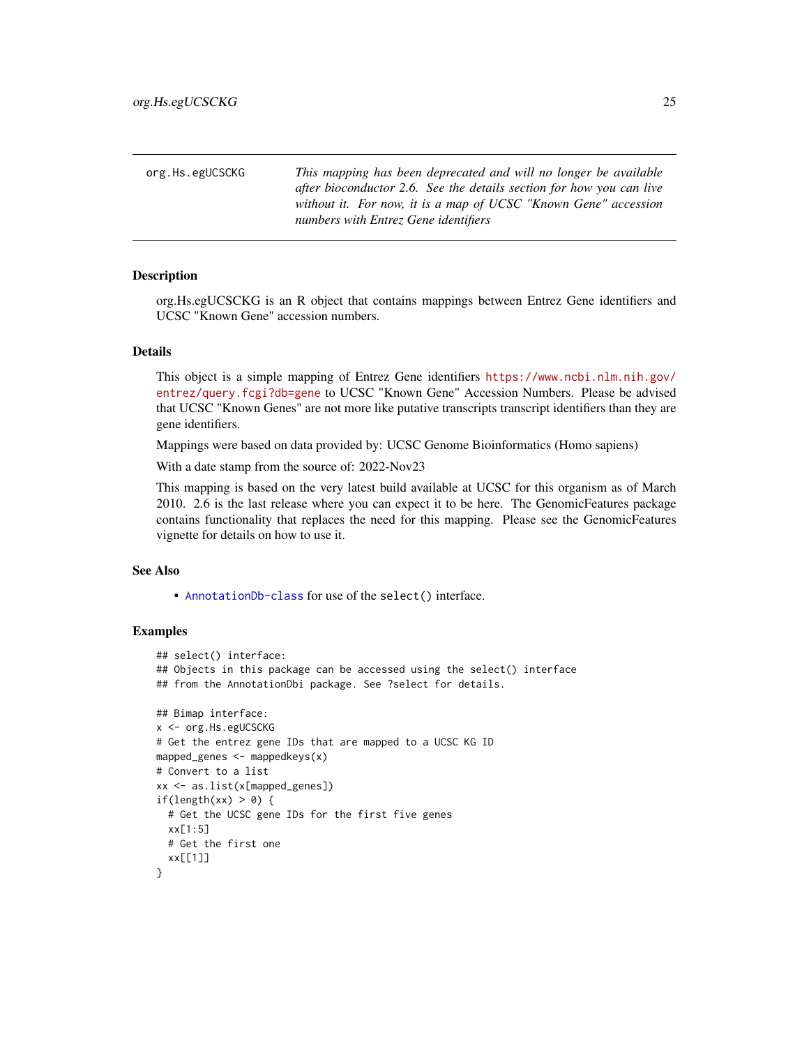| org.Hs.egUCSCKG | *This mapping has been deprecated and will no longer be available after bioconductor 2.6. See the details section for how you can live without it. For now, it is a map of UCSC "Known Gene" accession numbers with Entrez Gene identifiers* |
|---|---|

## Description

org.Hs.egUCSCKG is an R object that contains mappings between Entrez Gene identifiers and UCSC "Known Gene" accession numbers.

## Details

This object is a simple mapping of Entrez Gene identifiers https://www.ncbi.nlm.nih.gov/entrez/query.fcgi?db=gene to UCSC "Known Gene" Accession Numbers. Please be advised that UCSC "Known Genes" are not more like putative transcripts transcript identifiers than they are gene identifiers.

Mappings were based on data provided by: UCSC Genome Bioinformatics (Homo sapiens)

With a date stamp from the source of: 2022-Nov23

This mapping is based on the very latest build available at UCSC for this organism as of March 2010. 2.6 is the last release where you can expect it to be here. The GenomicFeatures package contains functionality that replaces the need for this mapping. Please see the GenomicFeatures vignette for details on how to use it.

## See Also

- AnnotationDb-class for use of the `select()` interface.

## Examples

```
## select() interface:
## Objects in this package can be accessed using the select() interface
## from the AnnotationDbi package. See ?select for details.

## Bimap interface:
x <- org.Hs.egUCSCKG
# Get the entrez gene IDs that are mapped to a UCSC KG ID
mapped_genes <- mappedkeys(x)
# Convert to a list
xx <- as.list(x[mapped_genes])
if(length(xx) > 0) {
  # Get the UCSC gene IDs for the first five genes
  xx[1:5]
  # Get the first one
  xx[[1]]
}
```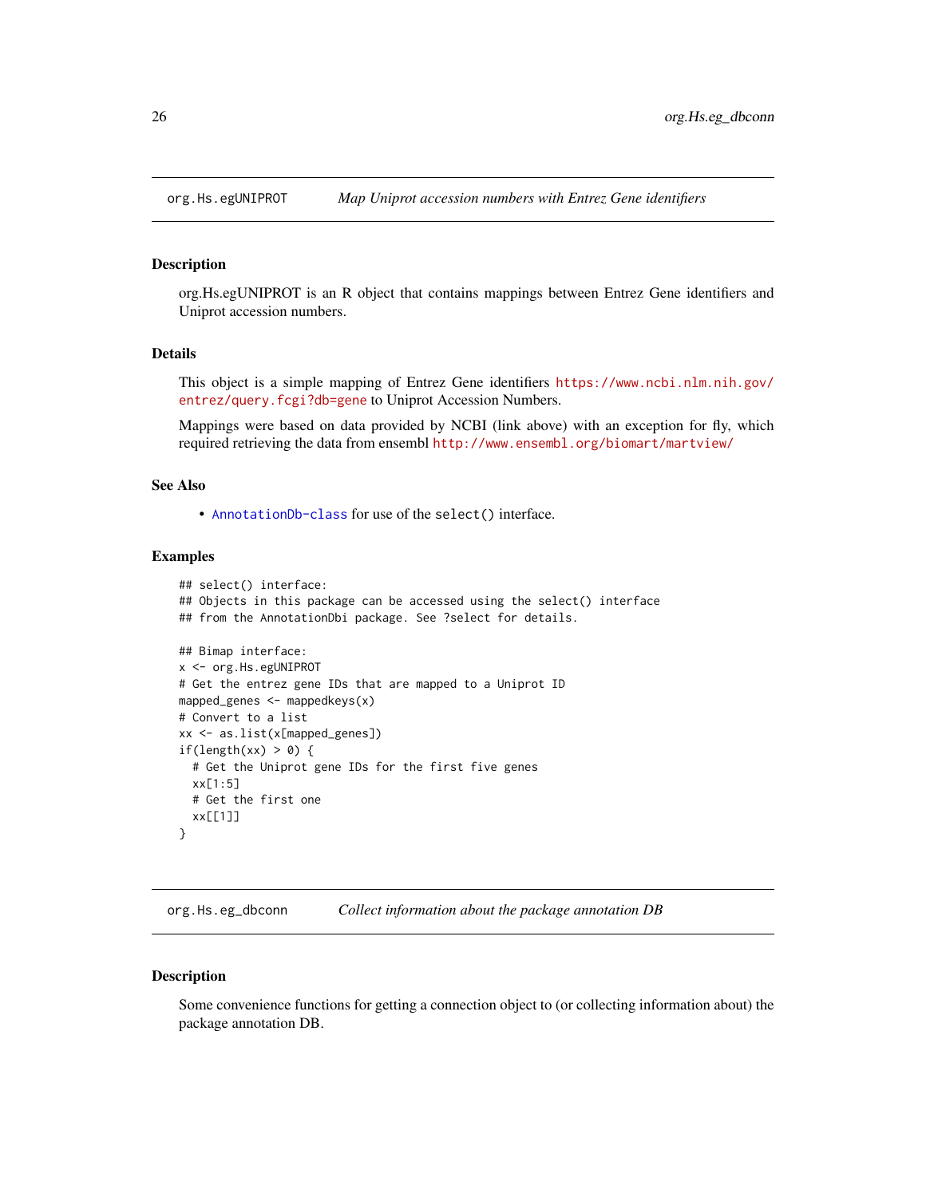## org.Hs.egUNIPROT — *Map Uniprot accession numbers with Entrez Gene identifiers*

### Description

org.Hs.egUNIPROT is an R object that contains mappings between Entrez Gene identifiers and Uniprot accession numbers.

### Details

This object is a simple mapping of Entrez Gene identifiers https://www.ncbi.nlm.nih.gov/entrez/query.fcgi?db=gene to Uniprot Accession Numbers.

Mappings were based on data provided by NCBI (link above) with an exception for fly, which required retrieving the data from ensembl http://www.ensembl.org/biomart/martview/

### See Also

- AnnotationDb-class for use of the select() interface.

### Examples

```
## select() interface:
## Objects in this package can be accessed using the select() interface
## from the AnnotationDbi package. See ?select for details.

## Bimap interface:
x <- org.Hs.egUNIPROT
# Get the entrez gene IDs that are mapped to a Uniprot ID
mapped_genes <- mappedkeys(x)
# Convert to a list
xx <- as.list(x[mapped_genes])
if(length(xx) > 0) {
  # Get the Uniprot gene IDs for the first five genes
  xx[1:5]
  # Get the first one
  xx[[1]]
}
```

## org.Hs.eg_dbconn — *Collect information about the package annotation DB*

### Description

Some convenience functions for getting a connection object to (or collecting information about) the package annotation DB.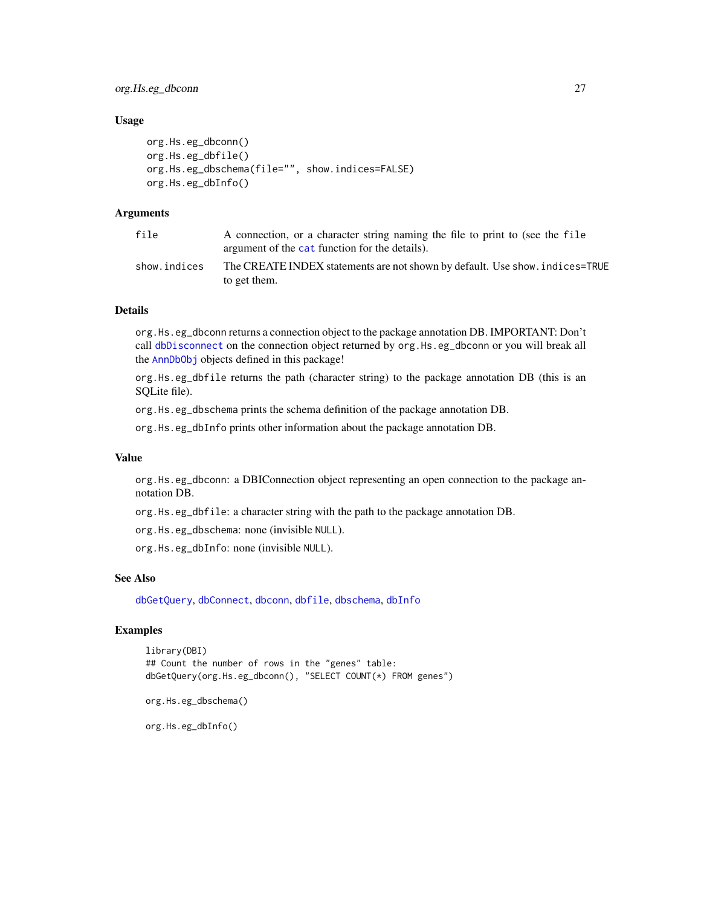### Usage

```
org.Hs.eg_dbconn()
org.Hs.eg_dbfile()
org.Hs.eg_dbschema(file="", show.indices=FALSE)
org.Hs.eg_dbInfo()
```

### Arguments

| | |
|---|---|
| file | A connection, or a character string naming the file to print to (see the file argument of the cat function for the details). |
| show.indices | The CREATE INDEX statements are not shown by default. Use show.indices=TRUE to get them. |

### Details

org.Hs.eg_dbconn returns a connection object to the package annotation DB. IMPORTANT: Don't call dbDisconnect on the connection object returned by org.Hs.eg_dbconn or you will break all the AnnDbObj objects defined in this package!

org.Hs.eg_dbfile returns the path (character string) to the package annotation DB (this is an SQLite file).

org.Hs.eg_dbschema prints the schema definition of the package annotation DB.

org.Hs.eg_dbInfo prints other information about the package annotation DB.

### Value

org.Hs.eg_dbconn: a DBIConnection object representing an open connection to the package annotation DB.

org.Hs.eg_dbfile: a character string with the path to the package annotation DB.

org.Hs.eg_dbschema: none (invisible NULL).

org.Hs.eg_dbInfo: none (invisible NULL).

### See Also

dbGetQuery, dbConnect, dbconn, dbfile, dbschema, dbInfo

### Examples

```
library(DBI)
## Count the number of rows in the "genes" table:
dbGetQuery(org.Hs.eg_dbconn(), "SELECT COUNT(*) FROM genes")

org.Hs.eg_dbschema()

org.Hs.eg_dbInfo()
```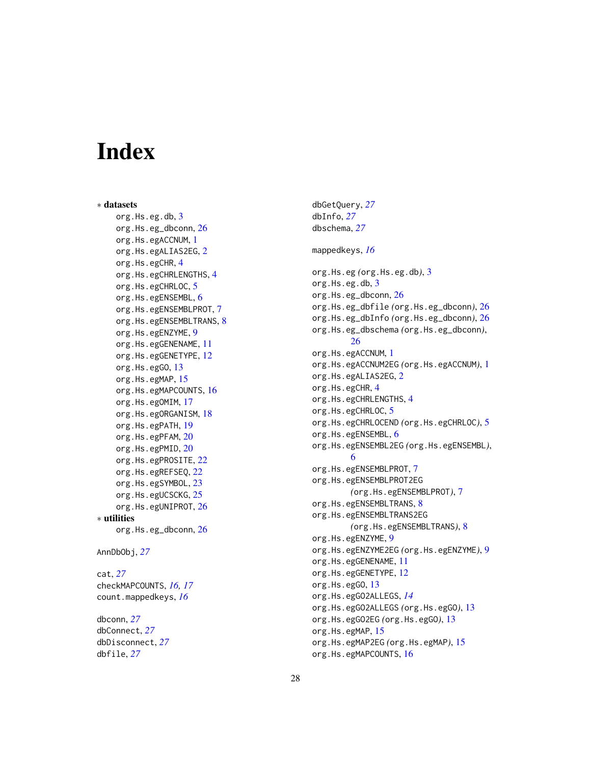# Index

∗ **datasets**
- org.Hs.eg.db, 3
- org.Hs.eg_dbconn, 26
- org.Hs.egACCNUM, 1
- org.Hs.egALIAS2EG, 2
- org.Hs.egCHR, 4
- org.Hs.egCHRLENGTHS, 4
- org.Hs.egCHRLOC, 5
- org.Hs.egENSEMBL, 6
- org.Hs.egENSEMBLPROT, 7
- org.Hs.egENSEMBLTRANS, 8
- org.Hs.egENZYME, 9
- org.Hs.egGENENAME, 11
- org.Hs.egGENETYPE, 12
- org.Hs.egGO, 13
- org.Hs.egMAP, 15
- org.Hs.egMAPCOUNTS, 16
- org.Hs.egOMIM, 17
- org.Hs.egORGANISM, 18
- org.Hs.egPATH, 19
- org.Hs.egPFAM, 20
- org.Hs.egPMID, 20
- org.Hs.egPROSITE, 22
- org.Hs.egREFSEQ, 22
- org.Hs.egSYMBOL, 23
- org.Hs.egUCSCKG, 25
- org.Hs.egUNIPROT, 26

∗ **utilities**
- org.Hs.eg_dbconn, 26

AnnDbObj, *27*

cat, *27*
checkMAPCOUNTS, *16, 17*
count.mappedkeys, *16*

dbconn, *27*
dbConnect, *27*
dbDisconnect, *27*
dbfile, *27*
dbGetQuery, *27*
dbInfo, *27*
dbschema, *27*

mappedkeys, *16*

org.Hs.eg *(org.Hs.eg.db)*, 3
org.Hs.eg.db, 3
org.Hs.eg_dbconn, 26
org.Hs.eg_dbfile *(org.Hs.eg_dbconn)*, 26
org.Hs.eg_dbInfo *(org.Hs.eg_dbconn)*, 26
org.Hs.eg_dbschema *(org.Hs.eg_dbconn)*, 26
org.Hs.egACCNUM, 1
org.Hs.egACCNUM2EG *(org.Hs.egACCNUM)*, 1
org.Hs.egALIAS2EG, 2
org.Hs.egCHR, 4
org.Hs.egCHRLENGTHS, 4
org.Hs.egCHRLOC, 5
org.Hs.egCHRLOCEND *(org.Hs.egCHRLOC)*, 5
org.Hs.egENSEMBL, 6
org.Hs.egENSEMBL2EG *(org.Hs.egENSEMBL)*, 6
org.Hs.egENSEMBLPROT, 7
org.Hs.egENSEMBLPROT2EG *(org.Hs.egENSEMBLPROT)*, 7
org.Hs.egENSEMBLTRANS, 8
org.Hs.egENSEMBLTRANS2EG *(org.Hs.egENSEMBLTRANS)*, 8
org.Hs.egENZYME, 9
org.Hs.egENZYME2EG *(org.Hs.egENZYME)*, 9
org.Hs.egGENENAME, 11
org.Hs.egGENETYPE, 12
org.Hs.egGO, 13
org.Hs.egGO2ALLEGS, *14*
org.Hs.egGO2ALLEGS *(org.Hs.egGO)*, 13
org.Hs.egGO2EG *(org.Hs.egGO)*, 13
org.Hs.egMAP, 15
org.Hs.egMAP2EG *(org.Hs.egMAP)*, 15
org.Hs.egMAPCOUNTS, 16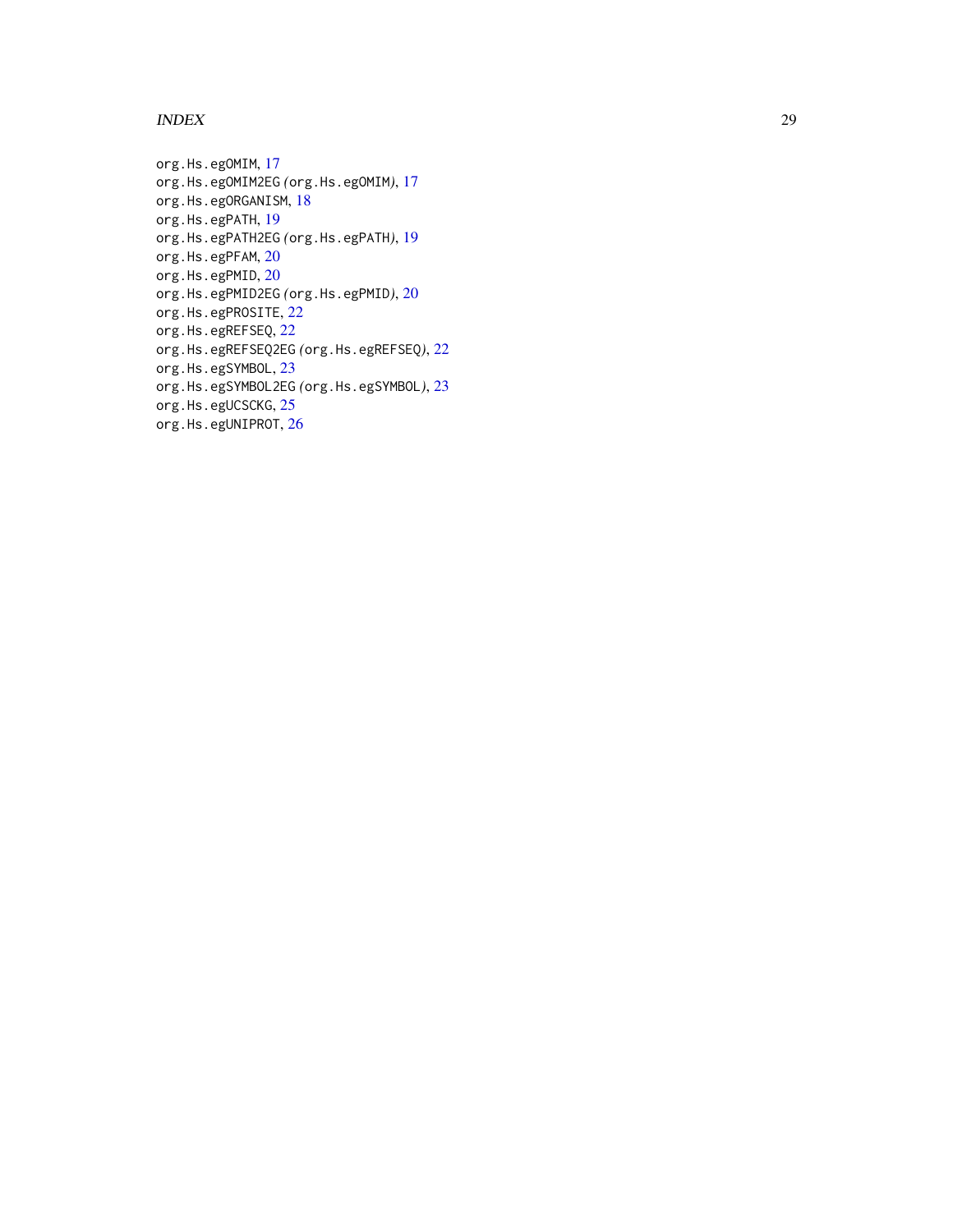org.Hs.egOMIM, 17
org.Hs.egOMIM2EG (org.Hs.egOMIM), 17
org.Hs.egORGANISM, 18
org.Hs.egPATH, 19
org.Hs.egPATH2EG (org.Hs.egPATH), 19
org.Hs.egPFAM, 20
org.Hs.egPMID, 20
org.Hs.egPMID2EG (org.Hs.egPMID), 20
org.Hs.egPROSITE, 22
org.Hs.egREFSEQ, 22
org.Hs.egREFSEQ2EG (org.Hs.egREFSEQ), 22
org.Hs.egSYMBOL, 23
org.Hs.egSYMBOL2EG (org.Hs.egSYMBOL), 23
org.Hs.egUCSCKG, 25
org.Hs.egUNIPROT, 26